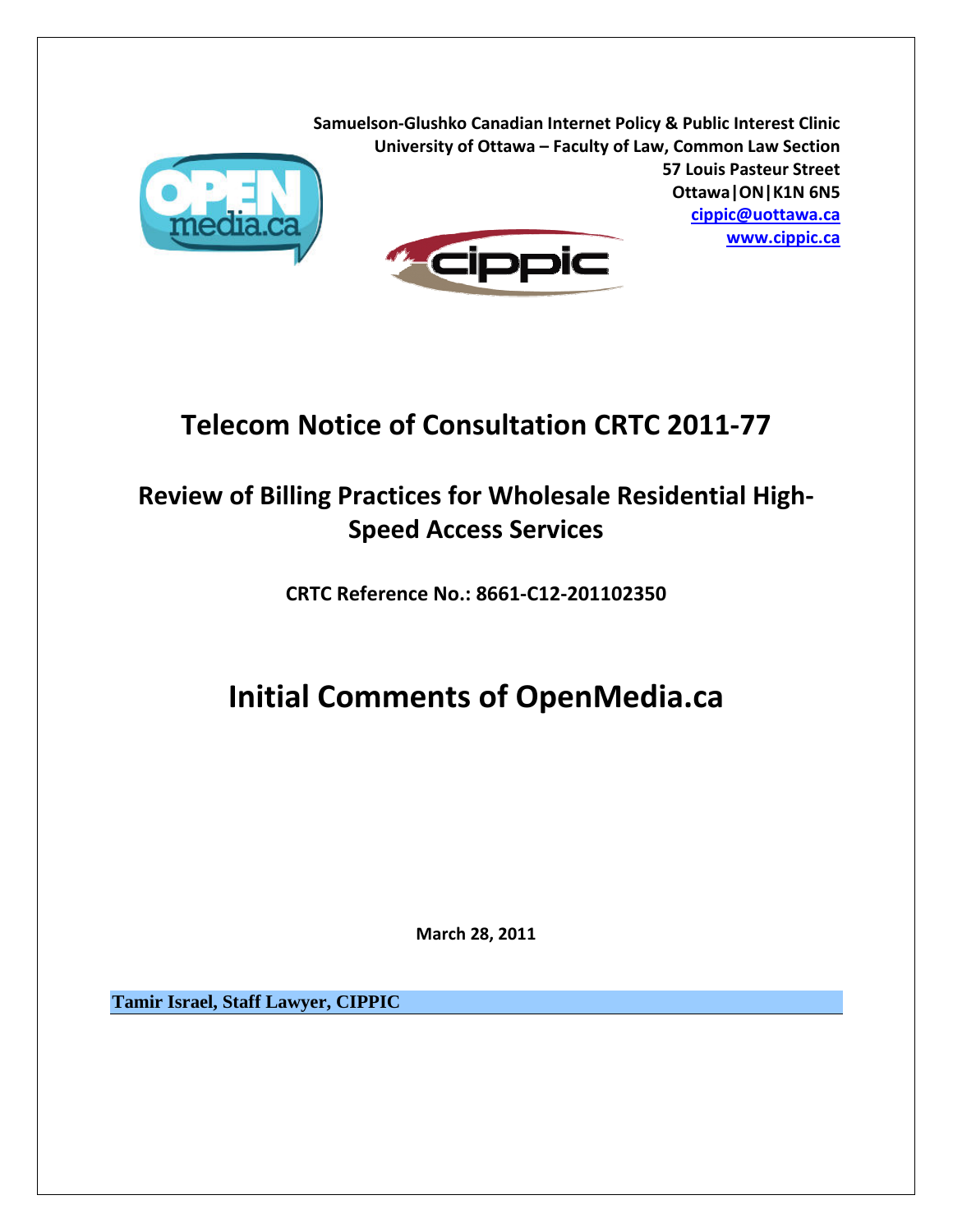**Samuelson-Glushko Canadian Internet Policy & Public Interest Clinic**
**University of Ottawa – Faculty of Law, Common Law Section**
**57 Louis Pasteur Street**
**Ottawa|ON|K1N 6N5**
**cippic@uottawa.ca**
**www.cippic.ca**

# Telecom Notice of Consultation CRTC 2011-77

## Review of Billing Practices for Wholesale Residential High-Speed Access Services

**CRTC Reference No.: 8661-C12-201102350**

# Initial Comments of OpenMedia.ca

**March 28, 2011**

**Tamir Israel, Staff Lawyer, CIPPIC**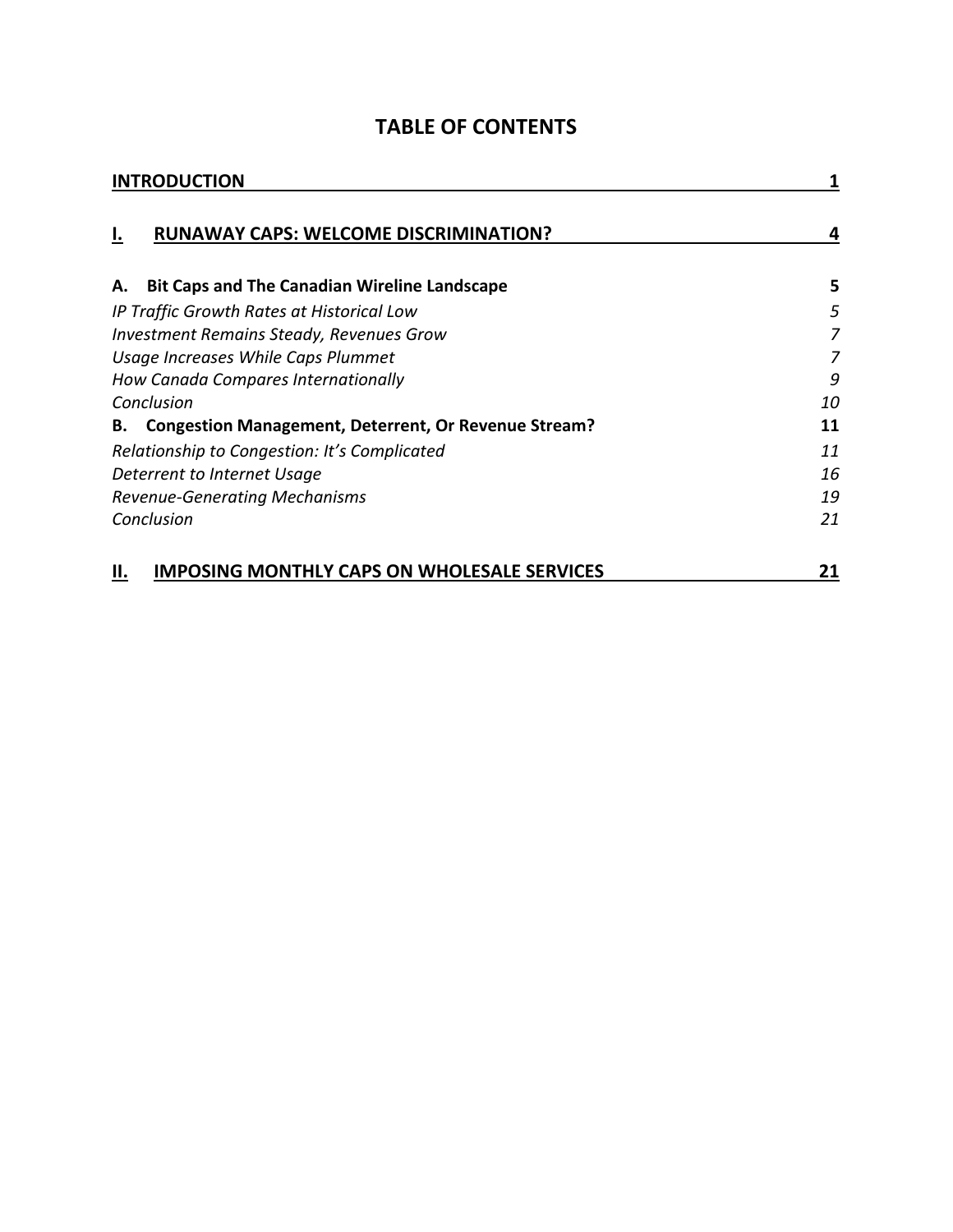# TABLE OF CONTENTS

| | |
|---|---|
| **INTRODUCTION** | **1** |
| **I. RUNAWAY CAPS: WELCOME DISCRIMINATION?** | **4** |
| **A. Bit Caps and The Canadian Wireline Landscape** | **5** |
| *IP Traffic Growth Rates at Historical Low* | *5* |
| *Investment Remains Steady, Revenues Grow* | *7* |
| *Usage Increases While Caps Plummet* | *7* |
| *How Canada Compares Internationally* | *9* |
| *Conclusion* | *10* |
| **B. Congestion Management, Deterrent, Or Revenue Stream?** | **11** |
| *Relationship to Congestion: It's Complicated* | *11* |
| *Deterrent to Internet Usage* | *16* |
| *Revenue-Generating Mechanisms* | *19* |
| *Conclusion* | *21* |
| **II. IMPOSING MONTHLY CAPS ON WHOLESALE SERVICES** | **21** |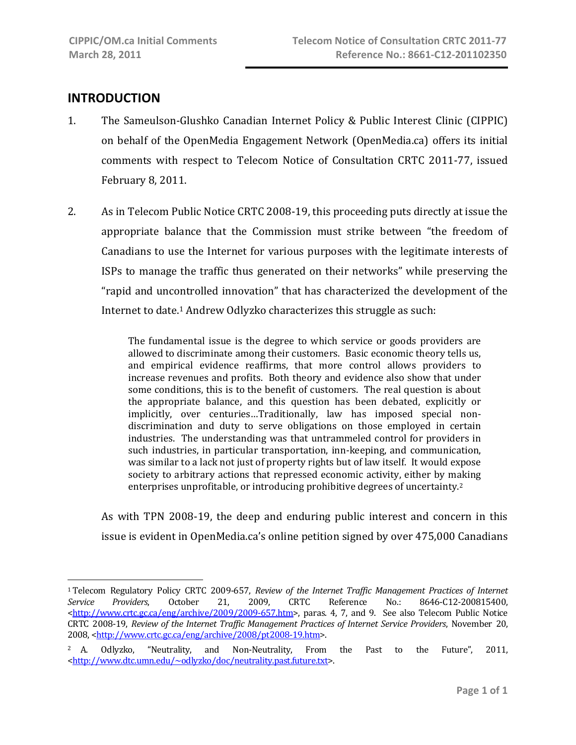## INTRODUCTION

1. The Sameulson-Glushko Canadian Internet Policy & Public Interest Clinic (CIPPIC) on behalf of the OpenMedia Engagement Network (OpenMedia.ca) offers its initial comments with respect to Telecom Notice of Consultation CRTC 2011-77, issued February 8, 2011.

2. As in Telecom Public Notice CRTC 2008-19, this proceeding puts directly at issue the appropriate balance that the Commission must strike between "the freedom of Canadians to use the Internet for various purposes with the legitimate interests of ISPs to manage the traffic thus generated on their networks" while preserving the "rapid and uncontrolled innovation" that has characterized the development of the Internet to date.[1] Andrew Odlyzko characterizes this struggle as such:

> The fundamental issue is the degree to which service or goods providers are allowed to discriminate among their customers. Basic economic theory tells us, and empirical evidence reaffirms, that more control allows providers to increase revenues and profits. Both theory and evidence also show that under some conditions, this is to the benefit of customers. The real question is about the appropriate balance, and this question has been debated, explicitly or implicitly, over centuries…Traditionally, law has imposed special non-discrimination and duty to serve obligations on those employed in certain industries. The understanding was that untrammeled control for providers in such industries, in particular transportation, inn-keeping, and communication, was similar to a lack not just of property rights but of law itself. It would expose society to arbitrary actions that repressed economic activity, either by making enterprises unprofitable, or introducing prohibitive degrees of uncertainty.[2]

As with TPN 2008-19, the deep and enduring public interest and concern in this issue is evident in OpenMedia.ca's online petition signed by over 475,000 Canadians

---

[1] Telecom Regulatory Policy CRTC 2009-657, *Review of the Internet Traffic Management Practices of Internet Service Providers*, October 21, 2009, CRTC Reference No.: 8646-C12-200815400, <http://www.crtc.gc.ca/eng/archive/2009/2009-657.htm>, paras. 4, 7, and 9. See also Telecom Public Notice CRTC 2008-19, *Review of the Internet Traffic Management Practices of Internet Service Providers*, November 20, 2008, <http://www.crtc.gc.ca/eng/archive/2008/pt2008-19.htm>.

[2] A. Odlyzko, "Neutrality, and Non-Neutrality, From the Past to the Future", 2011, <http://www.dtc.umn.edu/~odlyzko/doc/neutrality.past.future.txt>.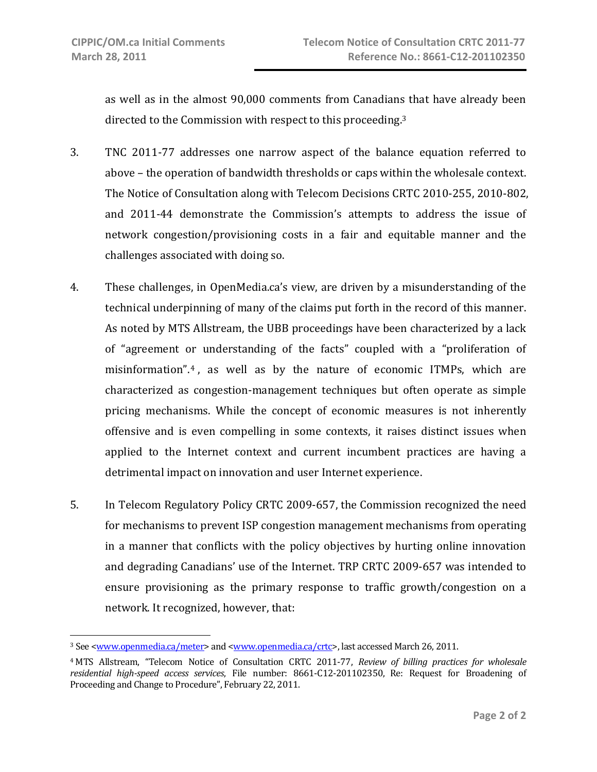as well as in the almost 90,000 comments from Canadians that have already been directed to the Commission with respect to this proceeding.[3]

3. TNC 2011-77 addresses one narrow aspect of the balance equation referred to above – the operation of bandwidth thresholds or caps within the wholesale context. The Notice of Consultation along with Telecom Decisions CRTC 2010-255, 2010-802, and 2011-44 demonstrate the Commission's attempts to address the issue of network congestion/provisioning costs in a fair and equitable manner and the challenges associated with doing so.

4. These challenges, in OpenMedia.ca's view, are driven by a misunderstanding of the technical underpinning of many of the claims put forth in the record of this manner. As noted by MTS Allstream, the UBB proceedings have been characterized by a lack of "agreement or understanding of the facts" coupled with a "proliferation of misinformation".[4], as well as by the nature of economic ITMPs, which are characterized as congestion-management techniques but often operate as simple pricing mechanisms. While the concept of economic measures is not inherently offensive and is even compelling in some contexts, it raises distinct issues when applied to the Internet context and current incumbent practices are having a detrimental impact on innovation and user Internet experience.

5. In Telecom Regulatory Policy CRTC 2009-657, the Commission recognized the need for mechanisms to prevent ISP congestion management mechanisms from operating in a manner that conflicts with the policy objectives by hurting online innovation and degrading Canadians' use of the Internet. TRP CRTC 2009-657 was intended to ensure provisioning as the primary response to traffic growth/congestion on a network. It recognized, however, that:

---

[3] See <www.openmedia.ca/meter> and <www.openmedia.ca/crtc>, last accessed March 26, 2011.

[4] MTS Allstream, "Telecom Notice of Consultation CRTC 2011-77, *Review of billing practices for wholesale residential high-speed access services*, File number: 8661-C12-201102350, Re: Request for Broadening of Proceeding and Change to Procedure", February 22, 2011.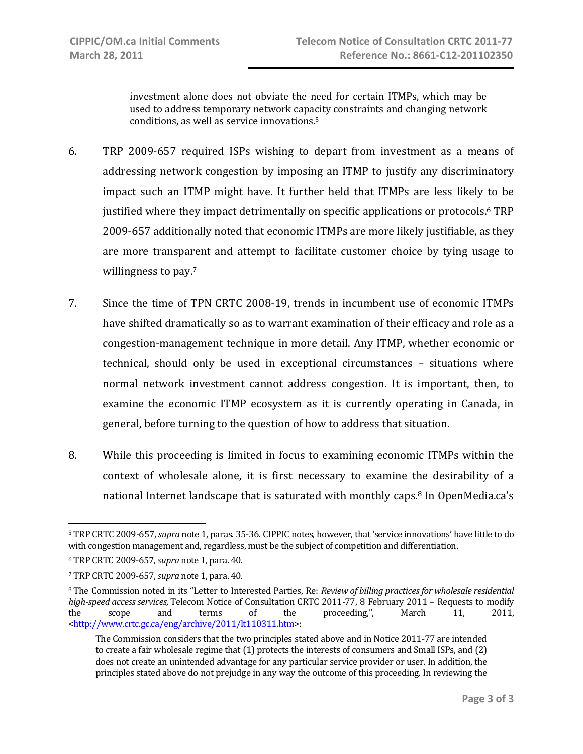> investment alone does not obviate the need for certain ITMPs, which may be used to address temporary network capacity constraints and changing network conditions, as well as service innovations.[5]

6. TRP 2009-657 required ISPs wishing to depart from investment as a means of addressing network congestion by imposing an ITMP to justify any discriminatory impact such an ITMP might have. It further held that ITMPs are less likely to be justified where they impact detrimentally on specific applications or protocols.[6] TRP 2009-657 additionally noted that economic ITMPs are more likely justifiable, as they are more transparent and attempt to facilitate customer choice by tying usage to willingness to pay.[7]

7. Since the time of TPN CRTC 2008-19, trends in incumbent use of economic ITMPs have shifted dramatically so as to warrant examination of their efficacy and role as a congestion-management technique in more detail. Any ITMP, whether economic or technical, should only be used in exceptional circumstances – situations where normal network investment cannot address congestion. It is important, then, to examine the economic ITMP ecosystem as it is currently operating in Canada, in general, before turning to the question of how to address that situation.

8. While this proceeding is limited in focus to examining economic ITMPs within the context of wholesale alone, it is first necessary to examine the desirability of a national Internet landscape that is saturated with monthly caps.[8] In OpenMedia.ca's

---

[5] TRP CRTC 2009-657, *supra* note 1, paras. 35-36. CIPPIC notes, however, that 'service innovations' have little to do with congestion management and, regardless, must be the subject of competition and differentiation.

[6] TRP CRTC 2009-657, *supra* note 1, para. 40.

[7] TRP CRTC 2009-657, *supra* note 1, para. 40.

[8] The Commission noted in its "Letter to Interested Parties, Re: *Review of billing practices for wholesale residential high-speed access services,* Telecom Notice of Consultation CRTC 2011-77, 8 February 2011 – Requests to modify the scope and terms of the proceeding,", March 11, 2011, <http://www.crtc.gc.ca/eng/archive/2011/lt110311.htm>:

> The Commission considers that the two principles stated above and in Notice 2011-77 are intended to create a fair wholesale regime that (1) protects the interests of consumers and Small ISPs, and (2) does not create an unintended advantage for any particular service provider or user. In addition, the principles stated above do not prejudge in any way the outcome of this proceeding. In reviewing the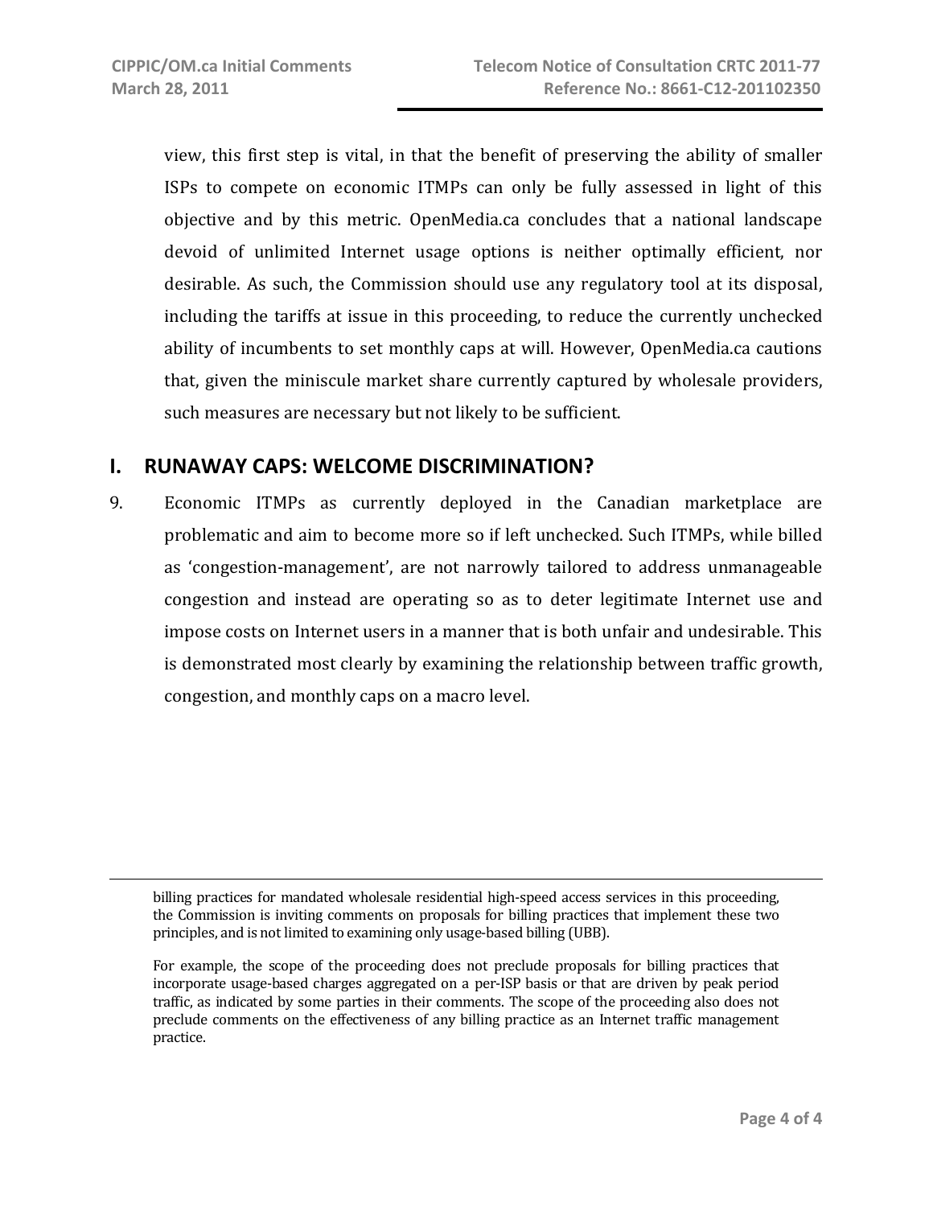view, this first step is vital, in that the benefit of preserving the ability of smaller ISPs to compete on economic ITMPs can only be fully assessed in light of this objective and by this metric. OpenMedia.ca concludes that a national landscape devoid of unlimited Internet usage options is neither optimally efficient, nor desirable. As such, the Commission should use any regulatory tool at its disposal, including the tariffs at issue in this proceeding, to reduce the currently unchecked ability of incumbents to set monthly caps at will. However, OpenMedia.ca cautions that, given the miniscule market share currently captured by wholesale providers, such measures are necessary but not likely to be sufficient.

## I. RUNAWAY CAPS: WELCOME DISCRIMINATION?

9. Economic ITMPs as currently deployed in the Canadian marketplace are problematic and aim to become more so if left unchecked. Such ITMPs, while billed as 'congestion-management', are not narrowly tailored to address unmanageable congestion and instead are operating so as to deter legitimate Internet use and impose costs on Internet users in a manner that is both unfair and undesirable. This is demonstrated most clearly by examining the relationship between traffic growth, congestion, and monthly caps on a macro level.

---

billing practices for mandated wholesale residential high-speed access services in this proceeding, the Commission is inviting comments on proposals for billing practices that implement these two principles, and is not limited to examining only usage-based billing (UBB).

For example, the scope of the proceeding does not preclude proposals for billing practices that incorporate usage-based charges aggregated on a per-ISP basis or that are driven by peak period traffic, as indicated by some parties in their comments. The scope of the proceeding also does not preclude comments on the effectiveness of any billing practice as an Internet traffic management practice.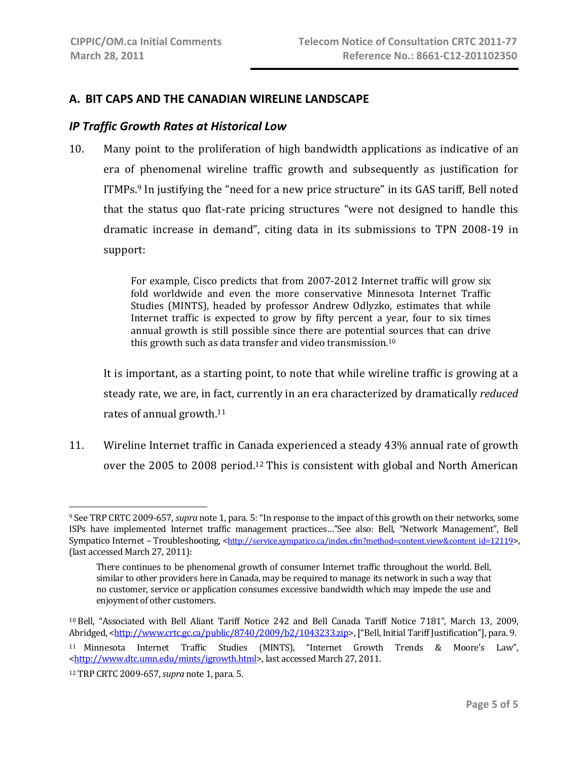## A. BIT CAPS AND THE CANADIAN WIRELINE LANDSCAPE

### *IP Traffic Growth Rates at Historical Low*

10. Many point to the proliferation of high bandwidth applications as indicative of an era of phenomenal wireline traffic growth and subsequently as justification for ITMPs.[9] In justifying the "need for a new price structure" in its GAS tariff, Bell noted that the status quo flat-rate pricing structures "were not designed to handle this dramatic increase in demand", citing data in its submissions to TPN 2008-19 in support:

> For example, Cisco predicts that from 2007-2012 Internet traffic will grow six fold worldwide and even the more conservative Minnesota Internet Traffic Studies (MINTS), headed by professor Andrew Odlyzko, estimates that while Internet traffic is expected to grow by fifty percent a year, four to six times annual growth is still possible since there are potential sources that can drive this growth such as data transfer and video transmission.[10]

It is important, as a starting point, to note that while wireline traffic is growing at a steady rate, we are, in fact, currently in an era characterized by dramatically *reduced* rates of annual growth.[11]

11. Wireline Internet traffic in Canada experienced a steady 43% annual rate of growth over the 2005 to 2008 period.[12] This is consistent with global and North American

---

[9] See TRP CRTC 2009-657, *supra* note 1, para. 5: "In response to the impact of this growth on their networks, some ISPs have implemented Internet traffic management practices…"See also: Bell, "Network Management", Bell Sympatico Internet – Troubleshooting, <http://service.sympatico.ca/index.cfm?method=content.view&content_id=12119>, (last accessed March 27, 2011):

> There continues to be phenomenal growth of consumer Internet traffic throughout the world. Bell, similar to other providers here in Canada, may be required to manage its network in such a way that no customer, service or application consumes excessive bandwidth which may impede the use and enjoyment of other customers.

[10] Bell, "Associated with Bell Aliant Tariff Notice 242 and Bell Canada Tariff Notice 7181", March 13, 2009, Abridged, <http://www.crtc.gc.ca/public/8740/2009/b2/1043233.zip>, ["Bell, Initial Tariff Justification"], para. 9.

[11] Minnesota Internet Traffic Studies (MINTS), "Internet Growth Trends & Moore's Law", <http://www.dtc.umn.edu/mints/igrowth.html>, last accessed March 27, 2011.

[12] TRP CRTC 2009-657, *supra* note 1, para. 5.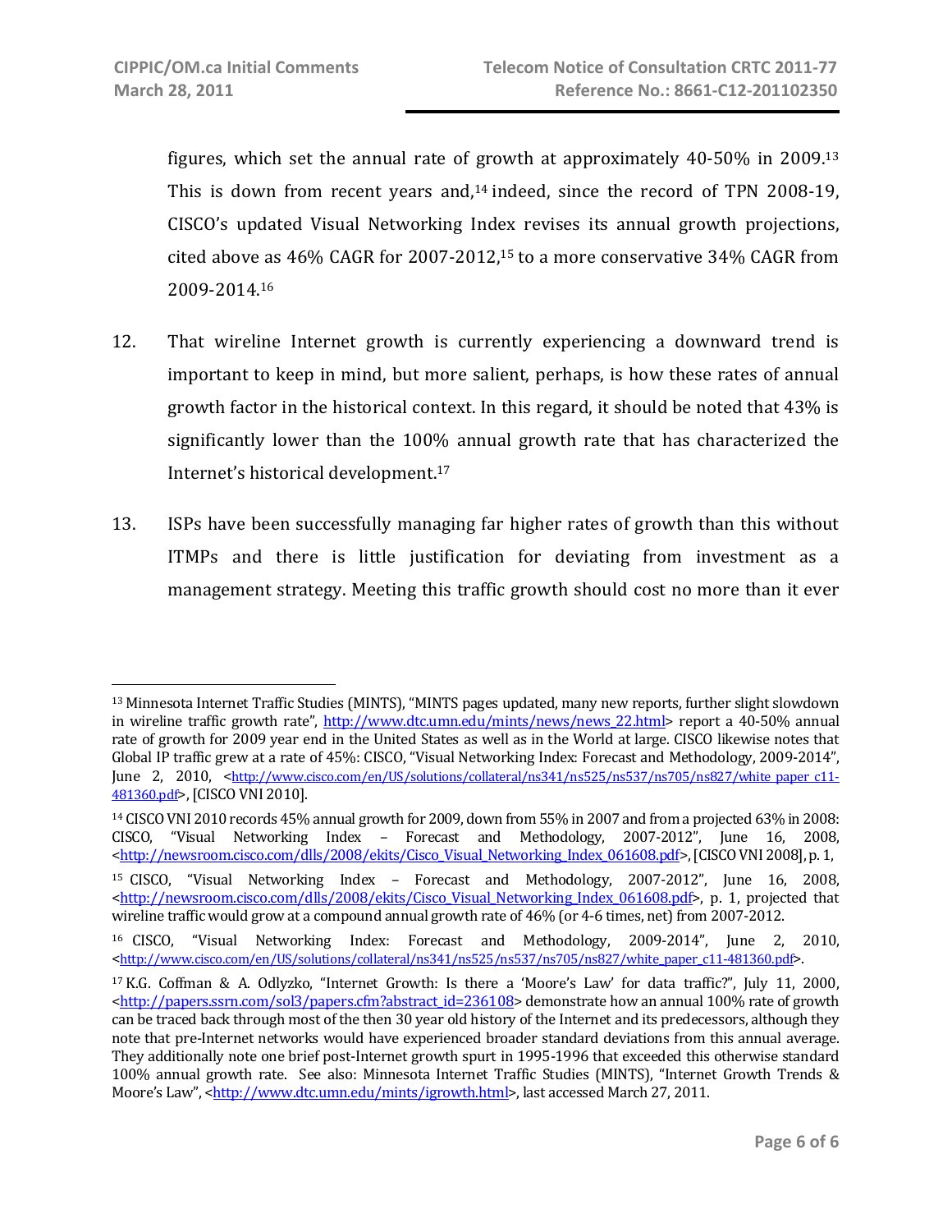figures, which set the annual rate of growth at approximately 40-50% in 2009.[13] This is down from recent years and,[14] indeed, since the record of TPN 2008-19, CISCO's updated Visual Networking Index revises its annual growth projections, cited above as 46% CAGR for 2007-2012,[15] to a more conservative 34% CAGR from 2009-2014.[16]

12. That wireline Internet growth is currently experiencing a downward trend is important to keep in mind, but more salient, perhaps, is how these rates of annual growth factor in the historical context. In this regard, it should be noted that 43% is significantly lower than the 100% annual growth rate that has characterized the Internet's historical development.[17]

13. ISPs have been successfully managing far higher rates of growth than this without ITMPs and there is little justification for deviating from investment as a management strategy. Meeting this traffic growth should cost no more than it ever

---

[13] Minnesota Internet Traffic Studies (MINTS), "MINTS pages updated, many new reports, further slight slowdown in wireline traffic growth rate", http://www.dtc.umn.edu/mints/news/news_22.html> report a 40-50% annual rate of growth for 2009 year end in the United States as well as in the World at large. CISCO likewise notes that Global IP traffic grew at a rate of 45%: CISCO, "Visual Networking Index: Forecast and Methodology, 2009-2014", June 2, 2010, <http://www.cisco.com/en/US/solutions/collateral/ns341/ns525/ns537/ns705/ns827/white_paper_c11-481360.pdf>, [CISCO VNI 2010].

[14] CISCO VNI 2010 records 45% annual growth for 2009, down from 55% in 2007 and from a projected 63% in 2008: CISCO, "Visual Networking Index – Forecast and Methodology, 2007-2012", June 16, 2008, <http://newsroom.cisco.com/dlls/2008/ekits/Cisco_Visual_Networking_Index_061608.pdf>, [CISCO VNI 2008], p. 1,

[15] CISCO, "Visual Networking Index – Forecast and Methodology, 2007-2012", June 16, 2008, <http://newsroom.cisco.com/dlls/2008/ekits/Cisco_Visual_Networking_Index_061608.pdf>, p. 1, projected that wireline traffic would grow at a compound annual growth rate of 46% (or 4-6 times, net) from 2007-2012.

[16] CISCO, "Visual Networking Index: Forecast and Methodology, 2009-2014", June 2, 2010, <http://www.cisco.com/en/US/solutions/collateral/ns341/ns525/ns537/ns705/ns827/white_paper_c11-481360.pdf>.

[17] K.G. Coffman & A. Odlyzko, "Internet Growth: Is there a 'Moore's Law' for data traffic?", July 11, 2000, <http://papers.ssrn.com/sol3/papers.cfm?abstract_id=236108> demonstrate how an annual 100% rate of growth can be traced back through most of the then 30 year old history of the Internet and its predecessors, although they note that pre-Internet networks would have experienced broader standard deviations from this annual average. They additionally note one brief post-Internet growth spurt in 1995-1996 that exceeded this otherwise standard 100% annual growth rate. See also: Minnesota Internet Traffic Studies (MINTS), "Internet Growth Trends & Moore's Law", <http://www.dtc.umn.edu/mints/igrowth.html>, last accessed March 27, 2011.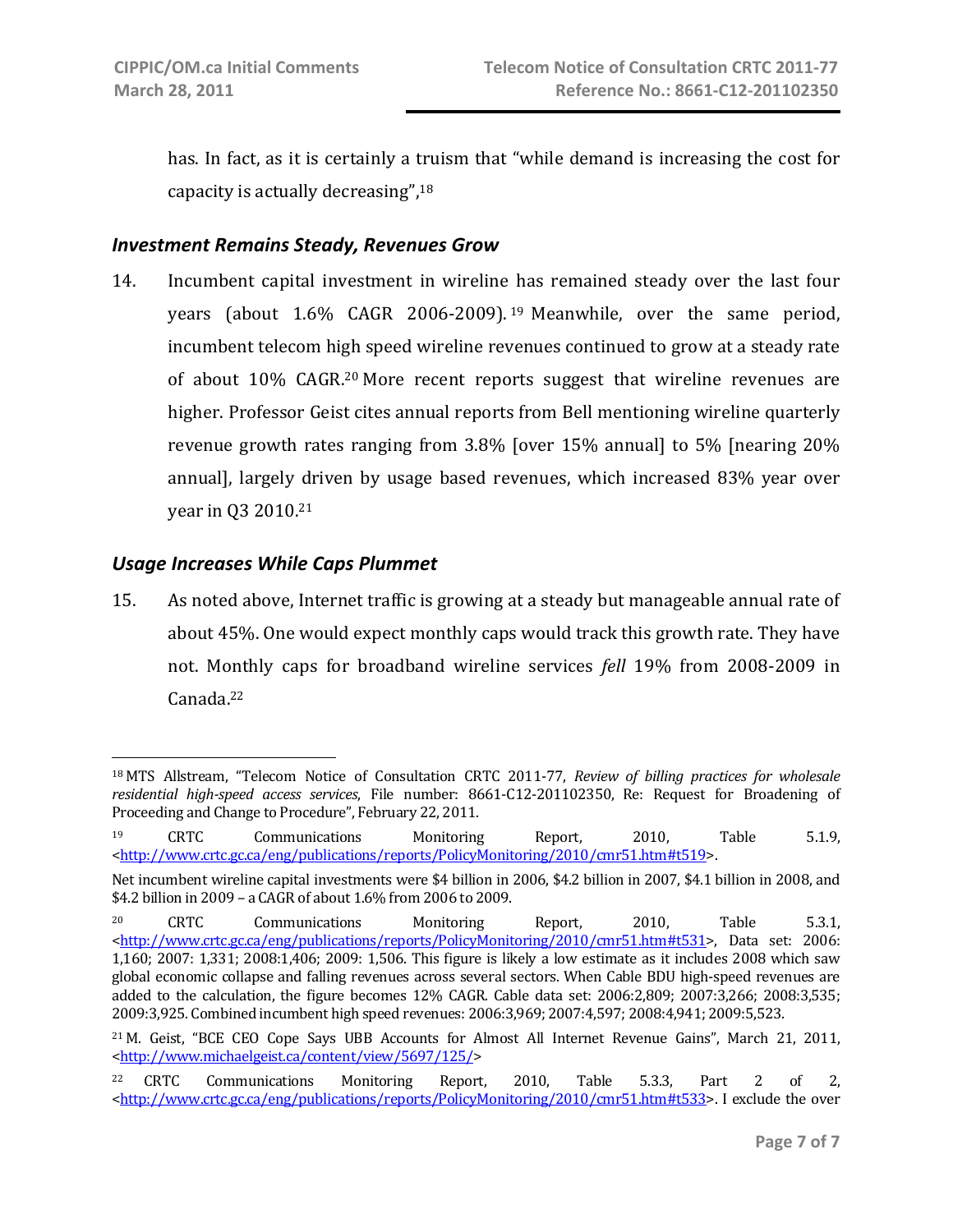has. In fact, as it is certainly a truism that "while demand is increasing the cost for capacity is actually decreasing",[18]

### *Investment Remains Steady, Revenues Grow*

14. Incumbent capital investment in wireline has remained steady over the last four years (about 1.6% CAGR 2006-2009).[19] Meanwhile, over the same period, incumbent telecom high speed wireline revenues continued to grow at a steady rate of about 10% CAGR.[20] More recent reports suggest that wireline revenues are higher. Professor Geist cites annual reports from Bell mentioning wireline quarterly revenue growth rates ranging from 3.8% [over 15% annual] to 5% [nearing 20% annual], largely driven by usage based revenues, which increased 83% year over year in Q3 2010.[21]

### *Usage Increases While Caps Plummet*

15. As noted above, Internet traffic is growing at a steady but manageable annual rate of about 45%. One would expect monthly caps would track this growth rate. They have not. Monthly caps for broadband wireline services *fell* 19% from 2008-2009 in Canada.[22]

---

[18] MTS Allstream, "Telecom Notice of Consultation CRTC 2011-77, *Review of billing practices for wholesale residential high-speed access services*, File number: 8661-C12-201102350, Re: Request for Broadening of Proceeding and Change to Procedure", February 22, 2011.

[19] CRTC Communications Monitoring Report, 2010, Table 5.1.9, <http://www.crtc.gc.ca/eng/publications/reports/PolicyMonitoring/2010/cmr51.htm#t519>.

Net incumbent wireline capital investments were $4 billion in 2006, $4.2 billion in 2007, $4.1 billion in 2008, and $4.2 billion in 2009 – a CAGR of about 1.6% from 2006 to 2009.

[20] CRTC Communications Monitoring Report, 2010, Table 5.3.1, <http://www.crtc.gc.ca/eng/publications/reports/PolicyMonitoring/2010/cmr51.htm#t531>, Data set: 2006: 1,160; 2007: 1,331; 2008:1,406; 2009: 1,506. This figure is likely a low estimate as it includes 2008 which saw global economic collapse and falling revenues across several sectors. When Cable BDU high-speed revenues are added to the calculation, the figure becomes 12% CAGR. Cable data set: 2006:2,809; 2007:3,266; 2008:3,535; 2009:3,925. Combined incumbent high speed revenues: 2006:3,969; 2007:4,597; 2008:4,941; 2009:5,523.

[21] M. Geist, "BCE CEO Cope Says UBB Accounts for Almost All Internet Revenue Gains", March 21, 2011, <http://www.michaelgeist.ca/content/view/5697/125/>

[22] CRTC Communications Monitoring Report, 2010, Table 5.3.3, Part 2 of 2, <http://www.crtc.gc.ca/eng/publications/reports/PolicyMonitoring/2010/cmr51.htm#t533>. I exclude the over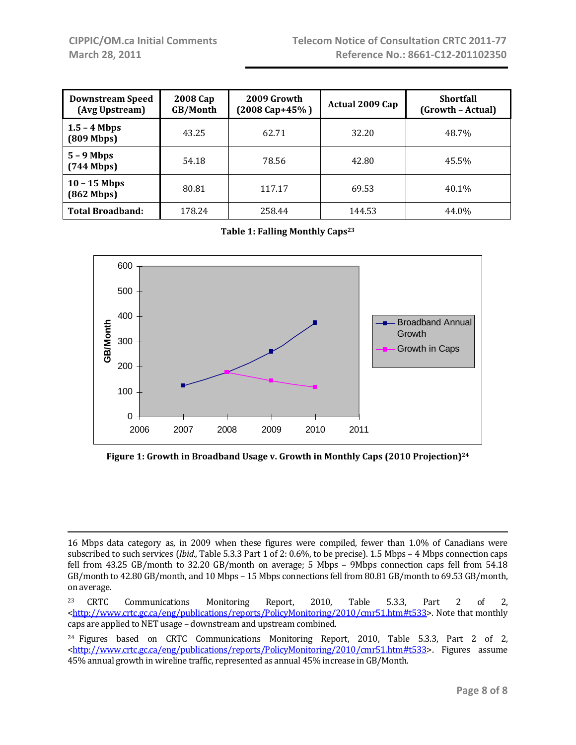| Downstream Speed (Avg Upstream) | 2008 Cap GB/Month | 2009 Growth (2008 Cap+45% ) | Actual 2009 Cap | Shortfall (Growth – Actual) |
|---|---|---|---|---|
| 1.5 – 4 Mbps (809 Mbps) | 43.25 | 62.71 | 32.20 | 48.7% |
| 5 – 9 Mbps (744 Mbps) | 54.18 | 78.56 | 42.80 | 45.5% |
| 10 – 15 Mbps (862 Mbps) | 80.81 | 117.17 | 69.53 | 40.1% |
| Total Broadband: | 178.24 | 258.44 | 144.53 | 44.0% |

**Table 1: Falling Monthly Caps**[23]

**Figure 1: Growth in Broadband Usage v. Growth in Monthly Caps (2010 Projection)**[24]

---

16 Mbps data category as, in 2009 when these figures were compiled, fewer than 1.0% of Canadians were subscribed to such services (*Ibid.*, Table 5.3.3 Part 1 of 2: 0.6%, to be precise). 1.5 Mbps – 4 Mbps connection caps fell from 43.25 GB/month to 32.20 GB/month on average; 5 Mbps – 9Mbps connection caps fell from 54.18 GB/month to 42.80 GB/month, and 10 Mbps – 15 Mbps connections fell from 80.81 GB/month to 69.53 GB/month, on average.

[23] CRTC Communications Monitoring Report, 2010, Table 5.3.3, Part 2 of 2, <http://www.crtc.gc.ca/eng/publications/reports/PolicyMonitoring/2010/cmr51.htm#t533>. Note that monthly caps are applied to NET usage – downstream and upstream combined.

[24] Figures based on CRTC Communications Monitoring Report, 2010, Table 5.3.3, Part 2 of 2, <http://www.crtc.gc.ca/eng/publications/reports/PolicyMonitoring/2010/cmr51.htm#t533>. Figures assume 45% annual growth in wireline traffic, represented as annual 45% increase in GB/Month.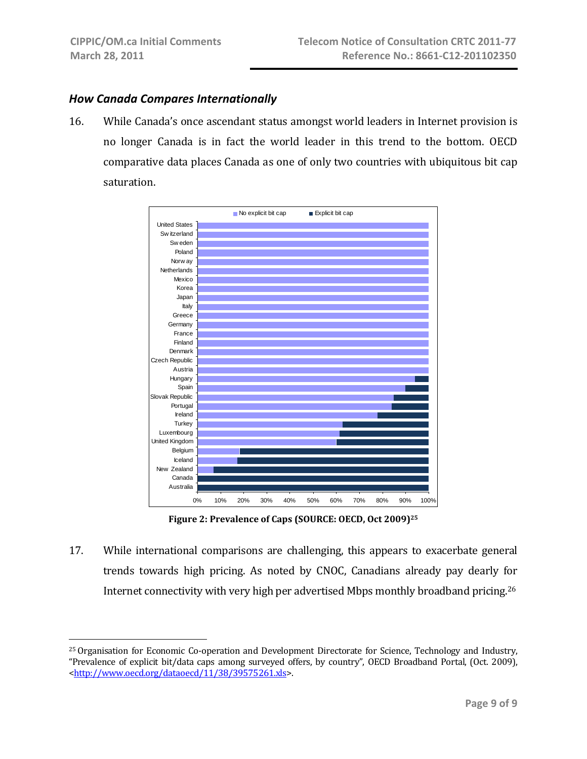### *How Canada Compares Internationally*

16. While Canada's once ascendant status amongst world leaders in Internet provision is no longer Canada is in fact the world leader in this trend to the bottom. OECD comparative data places Canada as one of only two countries with ubiquitous bit cap saturation.

**Figure 2: Prevalence of Caps (SOURCE: OECD, Oct 2009)[25]**

17. While international comparisons are challenging, this appears to exacerbate general trends towards high pricing. As noted by CNOC, Canadians already pay dearly for Internet connectivity with very high per advertised Mbps monthly broadband pricing.[26]

---

[25] Organisation for Economic Co-operation and Development Directorate for Science, Technology and Industry, "Prevalence of explicit bit/data caps among surveyed offers, by country", OECD Broadband Portal, (Oct. 2009), <http://www.oecd.org/dataoecd/11/38/39575261.xls>.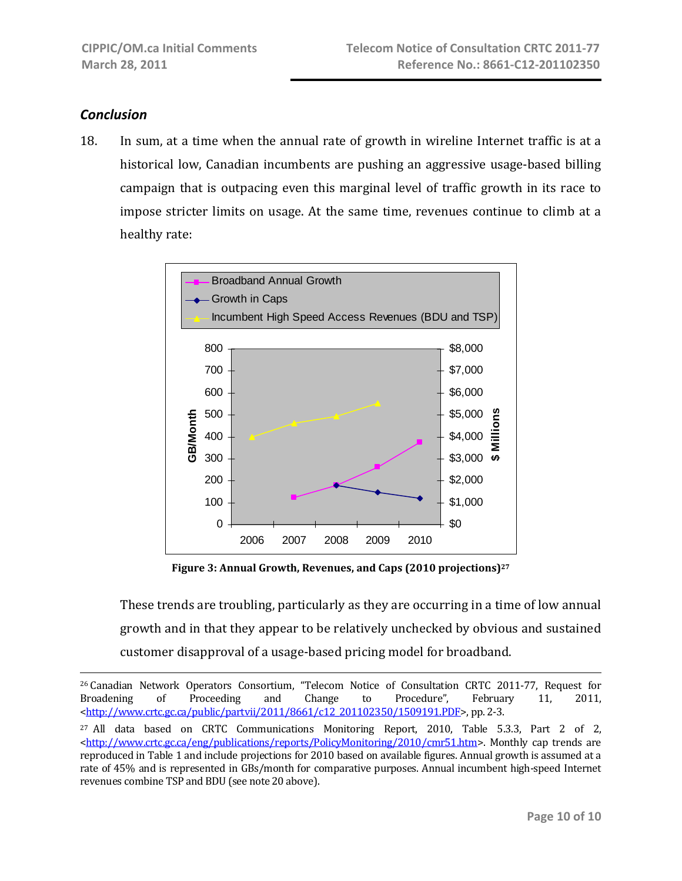### *Conclusion*

18. In sum, at a time when the annual rate of growth in wireline Internet traffic is at a historical low, Canadian incumbents are pushing an aggressive usage-based billing campaign that is outpacing even this marginal level of traffic growth in its race to impose stricter limits on usage. At the same time, revenues continue to climb at a healthy rate:

**Figure 3: Annual Growth, Revenues, and Caps (2010 projections)**[27]

These trends are troubling, particularly as they are occurring in a time of low annual growth and in that they appear to be relatively unchecked by obvious and sustained customer disapproval of a usage-based pricing model for broadband.

---

[26] Canadian Network Operators Consortium, "Telecom Notice of Consultation CRTC 2011-77, Request for Broadening of Proceeding and Change to Procedure", February 11, 2011, <http://www.crtc.gc.ca/public/partvii/2011/8661/c12_201102350/1509191.PDF>, pp. 2-3.

[27] All data based on CRTC Communications Monitoring Report, 2010, Table 5.3.3, Part 2 of 2, <http://www.crtc.gc.ca/eng/publications/reports/PolicyMonitoring/2010/cmr51.htm>. Monthly cap trends are reproduced in Table 1 and include projections for 2010 based on available figures. Annual growth is assumed at a rate of 45% and is represented in GBs/month for comparative purposes. Annual incumbent high-speed Internet revenues combine TSP and BDU (see note 20 above).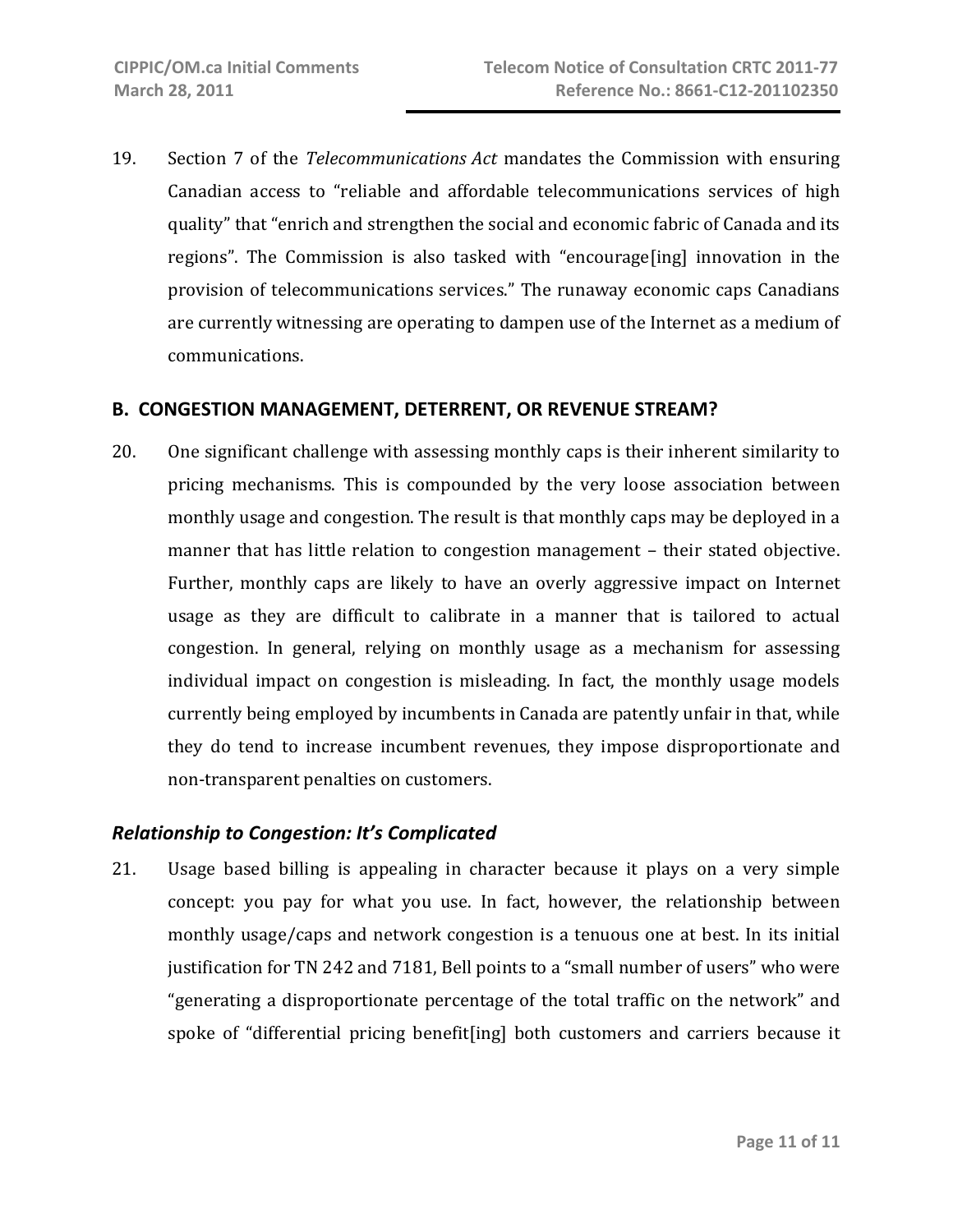19. Section 7 of the *Telecommunications Act* mandates the Commission with ensuring Canadian access to “reliable and affordable telecommunications services of high quality” that “enrich and strengthen the social and economic fabric of Canada and its regions”. The Commission is also tasked with “encourage[ing] innovation in the provision of telecommunications services.” The runaway economic caps Canadians are currently witnessing are operating to dampen use of the Internet as a medium of communications.

## B. CONGESTION MANAGEMENT, DETERRENT, OR REVENUE STREAM?

20. One significant challenge with assessing monthly caps is their inherent similarity to pricing mechanisms. This is compounded by the very loose association between monthly usage and congestion. The result is that monthly caps may be deployed in a manner that has little relation to congestion management – their stated objective. Further, monthly caps are likely to have an overly aggressive impact on Internet usage as they are difficult to calibrate in a manner that is tailored to actual congestion. In general, relying on monthly usage as a mechanism for assessing individual impact on congestion is misleading. In fact, the monthly usage models currently being employed by incumbents in Canada are patently unfair in that, while they do tend to increase incumbent revenues, they impose disproportionate and non-transparent penalties on customers.

### *Relationship to Congestion: It’s Complicated*

21. Usage based billing is appealing in character because it plays on a very simple concept: you pay for what you use. In fact, however, the relationship between monthly usage/caps and network congestion is a tenuous one at best. In its initial justification for TN 242 and 7181, Bell points to a “small number of users” who were “generating a disproportionate percentage of the total traffic on the network” and spoke of “differential pricing benefit[ing] both customers and carriers because it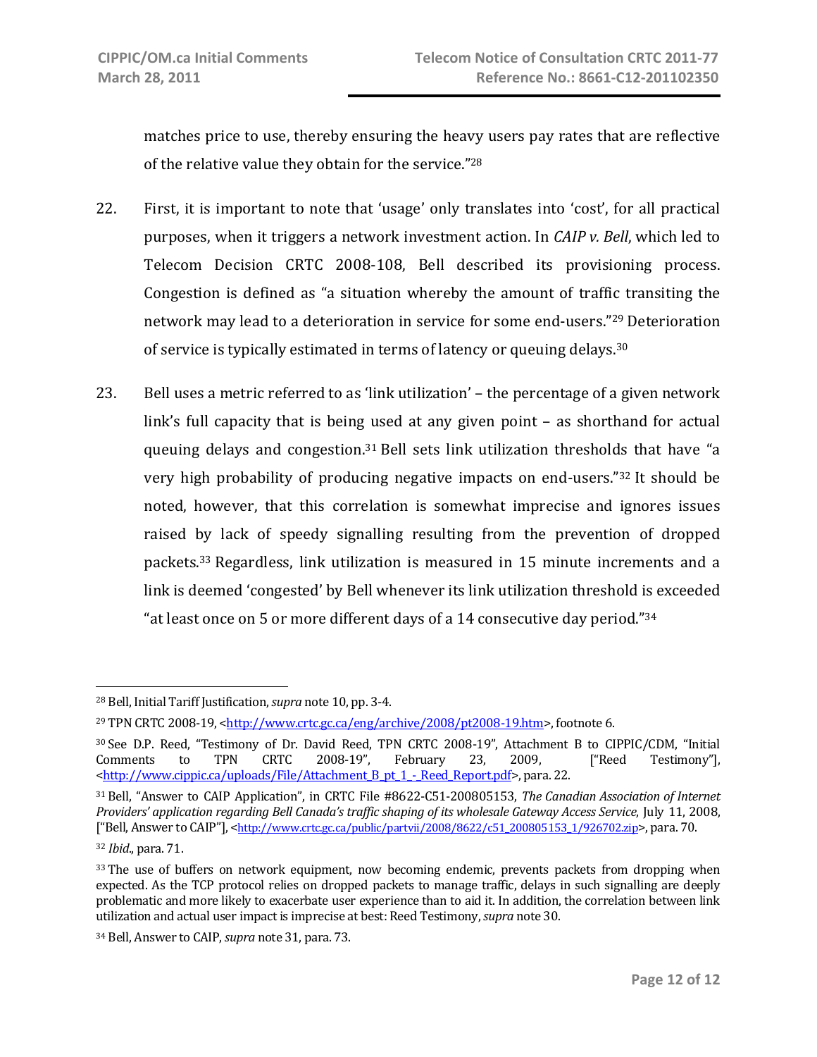matches price to use, thereby ensuring the heavy users pay rates that are reflective of the relative value they obtain for the service."[28]

22. First, it is important to note that 'usage' only translates into 'cost', for all practical purposes, when it triggers a network investment action. In *CAIP v. Bell*, which led to Telecom Decision CRTC 2008-108, Bell described its provisioning process. Congestion is defined as "a situation whereby the amount of traffic transiting the network may lead to a deterioration in service for some end-users."[29] Deterioration of service is typically estimated in terms of latency or queuing delays.[30]

23. Bell uses a metric referred to as 'link utilization' – the percentage of a given network link's full capacity that is being used at any given point – as shorthand for actual queuing delays and congestion.[31] Bell sets link utilization thresholds that have "a very high probability of producing negative impacts on end-users."[32] It should be noted, however, that this correlation is somewhat imprecise and ignores issues raised by lack of speedy signalling resulting from the prevention of dropped packets.[33] Regardless, link utilization is measured in 15 minute increments and a link is deemed 'congested' by Bell whenever its link utilization threshold is exceeded "at least once on 5 or more different days of a 14 consecutive day period."[34]

---

[28] Bell, Initial Tariff Justification, *supra* note 10, pp. 3-4.

[29] TPN CRTC 2008-19, <http://www.crtc.gc.ca/eng/archive/2008/pt2008-19.htm>, footnote 6.

[30] See D.P. Reed, "Testimony of Dr. David Reed, TPN CRTC 2008-19", Attachment B to CIPPIC/CDM, "Initial Comments to TPN CRTC 2008-19", February 23, 2009, ["Reed Testimony"], <http://www.cippic.ca/uploads/File/Attachment_B_pt_1_-_Reed_Report.pdf>, para. 22.

[31] Bell, "Answer to CAIP Application", in CRTC File #8622-C51-200805153, *The Canadian Association of Internet Providers' application regarding Bell Canada's traffic shaping of its wholesale Gateway Access Service*, July 11, 2008, ["Bell, Answer to CAIP"], <http://www.crtc.gc.ca/public/partvii/2008/8622/c51_200805153_1/926702.zip>, para. 70.

[32] *Ibid.*, para. 71.

[33] The use of buffers on network equipment, now becoming endemic, prevents packets from dropping when expected. As the TCP protocol relies on dropped packets to manage traffic, delays in such signalling are deeply problematic and more likely to exacerbate user experience than to aid it. In addition, the correlation between link utilization and actual user impact is imprecise at best: Reed Testimony, *supra* note 30.

[34] Bell, Answer to CAIP, *supra* note 31, para. 73.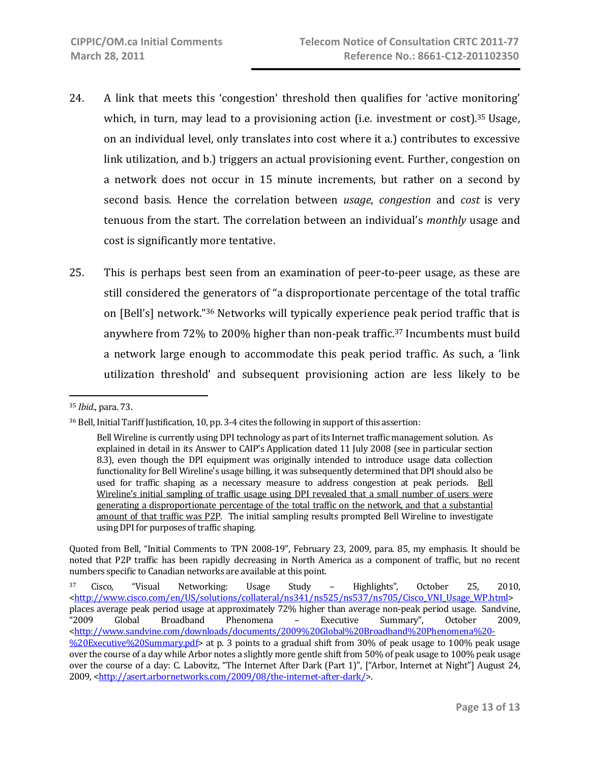24. A link that meets this 'congestion' threshold then qualifies for 'active monitoring' which, in turn, may lead to a provisioning action (i.e. investment or cost).[35] Usage, on an individual level, only translates into cost where it a.) contributes to excessive link utilization, and b.) triggers an actual provisioning event. Further, congestion on a network does not occur in 15 minute increments, but rather on a second by second basis. Hence the correlation between *usage*, *congestion* and *cost* is very tenuous from the start. The correlation between an individual's *monthly* usage and cost is significantly more tentative.

25. This is perhaps best seen from an examination of peer-to-peer usage, as these are still considered the generators of "a disproportionate percentage of the total traffic on [Bell's] network."[36] Networks will typically experience peak period traffic that is anywhere from 72% to 200% higher than non-peak traffic.[37] Incumbents must build a network large enough to accommodate this peak period traffic. As such, a 'link utilization threshold' and subsequent provisioning action are less likely to be

---

[35] *Ibid*., para. 73.

[36] Bell, Initial Tariff Justification, 10, pp. 3-4 cites the following in support of this assertion:

> Bell Wireline is currently using DPI technology as part of its Internet traffic management solution. As explained in detail in its Answer to CAIP's Application dated 11 July 2008 (see in particular section 8.3), even though the DPI equipment was originally intended to introduce usage data collection functionality for Bell Wireline's usage billing, it was subsequently determined that DPI should also be used for traffic shaping as a necessary measure to address congestion at peak periods. <u>Bell Wireline's initial sampling of traffic usage using DPI revealed that a small number of users were generating a disproportionate percentage of the total traffic on the network, and that a substantial amount of that traffic was P2P</u>. The initial sampling results prompted Bell Wireline to investigate using DPI for purposes of traffic shaping.

Quoted from Bell, "Initial Comments to TPN 2008-19", February 23, 2009, para. 85, my emphasis. It should be noted that P2P traffic has been rapidly decreasing in North America as a component of traffic, but no recent numbers specific to Canadian networks are available at this point.

[37] Cisco, "Visual Networking: Usage Study – Highlights", October 25, 2010, <http://www.cisco.com/en/US/solutions/collateral/ns341/ns525/ns537/ns705/Cisco_VNI_Usage_WP.html> places average peak period usage at approximately 72% higher than average non-peak period usage. Sandvine, "2009 Global Broadband Phenomena – Executive Summary", October 2009, <http://www.sandvine.com/downloads/documents/2009%20Global%20Broadband%20Phenomena%20-%20Executive%20Summary.pdf> at p. 3 points to a gradual shift from 30% of peak usage to 100% peak usage over the course of a day while Arbor notes a slightly more gentle shift from 50% of peak usage to 100% peak usage over the course of a day: C. Labovitz, "The Internet After Dark (Part 1)", ["Arbor, Internet at Night"] August 24, 2009, <http://asert.arbornetworks.com/2009/08/the-internet-after-dark/>.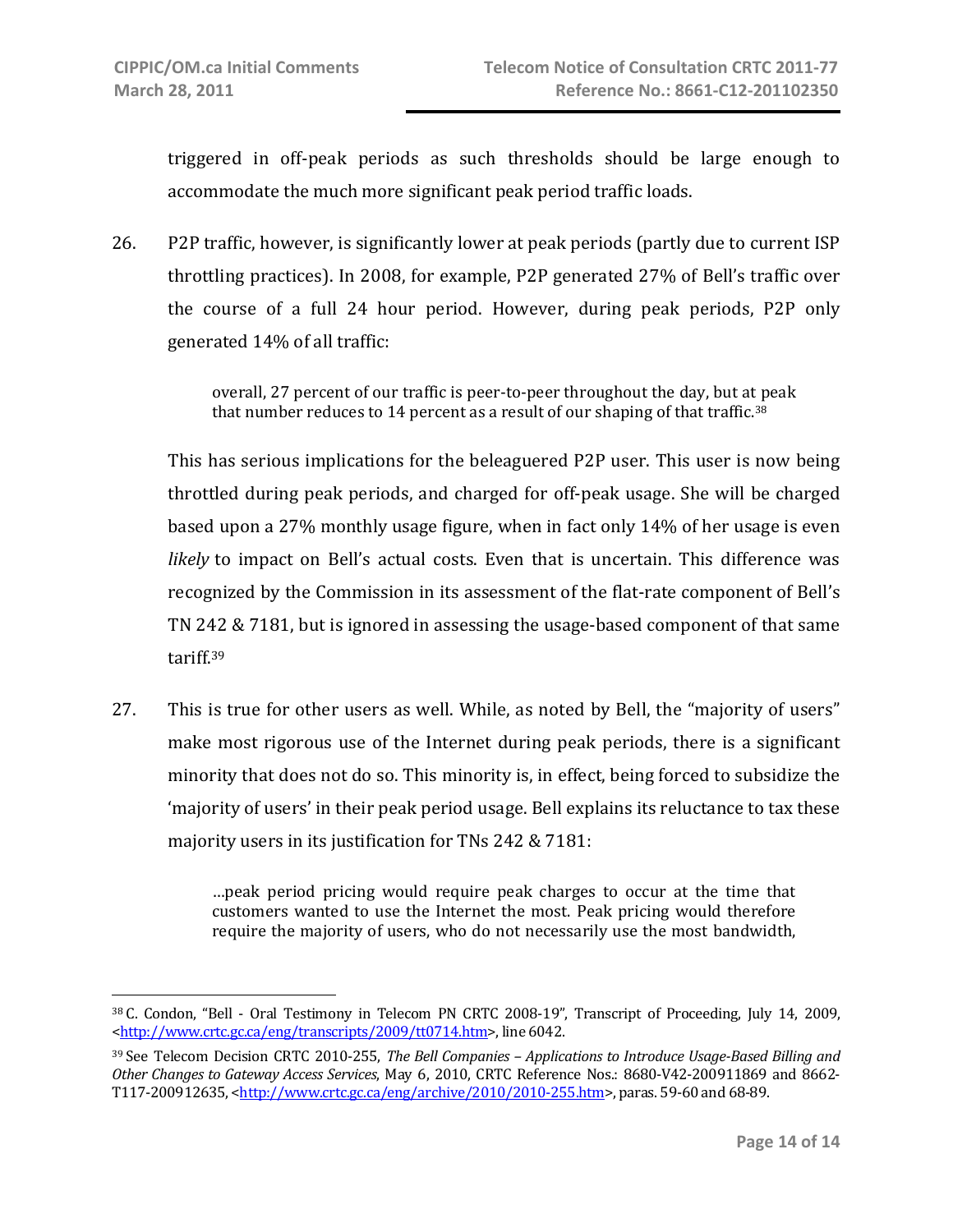triggered in off-peak periods as such thresholds should be large enough to accommodate the much more significant peak period traffic loads.

26. P2P traffic, however, is significantly lower at peak periods (partly due to current ISP throttling practices). In 2008, for example, P2P generated 27% of Bell's traffic over the course of a full 24 hour period. However, during peak periods, P2P only generated 14% of all traffic:

> overall, 27 percent of our traffic is peer-to-peer throughout the day, but at peak that number reduces to 14 percent as a result of our shaping of that traffic.[38]

This has serious implications for the beleaguered P2P user. This user is now being throttled during peak periods, and charged for off-peak usage. She will be charged based upon a 27% monthly usage figure, when in fact only 14% of her usage is even *likely* to impact on Bell's actual costs. Even that is uncertain. This difference was recognized by the Commission in its assessment of the flat-rate component of Bell's TN 242 & 7181, but is ignored in assessing the usage-based component of that same tariff.[39]

27. This is true for other users as well. While, as noted by Bell, the "majority of users" make most rigorous use of the Internet during peak periods, there is a significant minority that does not do so. This minority is, in effect, being forced to subsidize the 'majority of users' in their peak period usage. Bell explains its reluctance to tax these majority users in its justification for TNs 242 & 7181:

> …peak period pricing would require peak charges to occur at the time that customers wanted to use the Internet the most. Peak pricing would therefore require the majority of users, who do not necessarily use the most bandwidth,

---

[38] C. Condon, "Bell - Oral Testimony in Telecom PN CRTC 2008-19", Transcript of Proceeding, July 14, 2009, <http://www.crtc.gc.ca/eng/transcripts/2009/tt0714.htm>, line 6042.

[39] See Telecom Decision CRTC 2010-255, *The Bell Companies – Applications to Introduce Usage-Based Billing and Other Changes to Gateway Access Services*, May 6, 2010, CRTC Reference Nos.: 8680-V42-200911869 and 8662-T117-200912635, <http://www.crtc.gc.ca/eng/archive/2010/2010-255.htm>, paras. 59-60 and 68-89.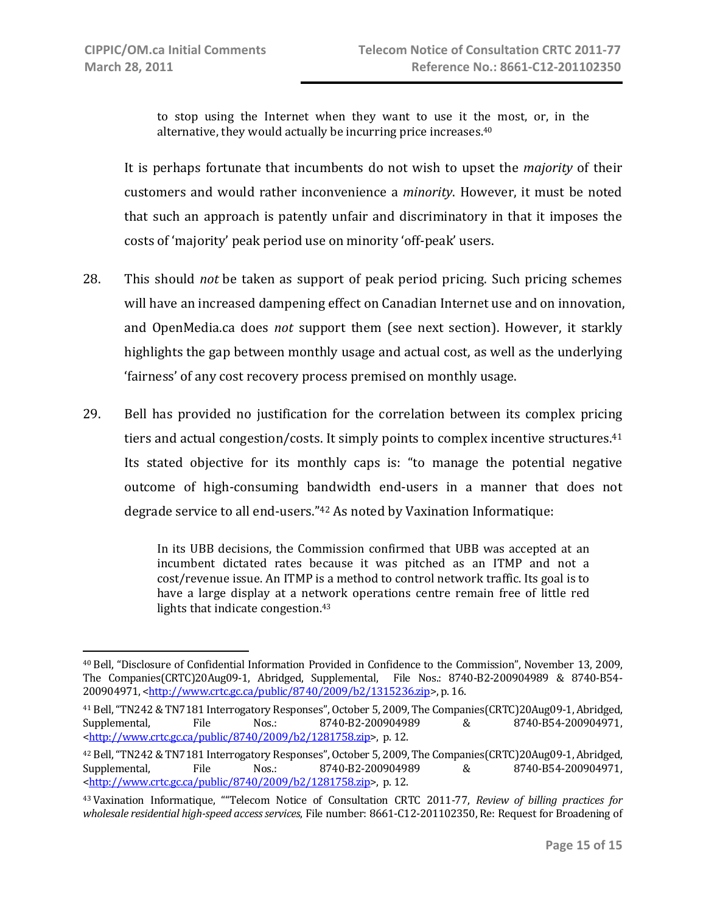> to stop using the Internet when they want to use it the most, or, in the alternative, they would actually be incurring price increases.[40]

It is perhaps fortunate that incumbents do not wish to upset the *majority* of their customers and would rather inconvenience a *minority*. However, it must be noted that such an approach is patently unfair and discriminatory in that it imposes the costs of 'majority' peak period use on minority 'off-peak' users.

28. This should *not* be taken as support of peak period pricing. Such pricing schemes will have an increased dampening effect on Canadian Internet use and on innovation, and OpenMedia.ca does *not* support them (see next section). However, it starkly highlights the gap between monthly usage and actual cost, as well as the underlying 'fairness' of any cost recovery process premised on monthly usage.

29. Bell has provided no justification for the correlation between its complex pricing tiers and actual congestion/costs. It simply points to complex incentive structures.[41] Its stated objective for its monthly caps is: "to manage the potential negative outcome of high-consuming bandwidth end-users in a manner that does not degrade service to all end-users."[42] As noted by Vaxination Informatique:

> In its UBB decisions, the Commission confirmed that UBB was accepted at an incumbent dictated rates because it was pitched as an ITMP and not a cost/revenue issue. An ITMP is a method to control network traffic. Its goal is to have a large display at a network operations centre remain free of little red lights that indicate congestion.[43]

---

[40] Bell, "Disclosure of Confidential Information Provided in Confidence to the Commission", November 13, 2009, The Companies(CRTC)20Aug09-1, Abridged, Supplemental, File Nos.: 8740-B2-200904989 & 8740-B54-200904971, <http://www.crtc.gc.ca/public/8740/2009/b2/1315236.zip>, p. 16.

[41] Bell, "TN242 & TN7181 Interrogatory Responses", October 5, 2009, The Companies(CRTC)20Aug09-1, Abridged, Supplemental, File Nos.: 8740-B2-200904989 & 8740-B54-200904971, <http://www.crtc.gc.ca/public/8740/2009/b2/1281758.zip>, p. 12.

[42] Bell, "TN242 & TN7181 Interrogatory Responses", October 5, 2009, The Companies(CRTC)20Aug09-1, Abridged, Supplemental, File Nos.: 8740-B2-200904989 & 8740-B54-200904971, <http://www.crtc.gc.ca/public/8740/2009/b2/1281758.zip>, p. 12.

[43] Vaxination Informatique, ""Telecom Notice of Consultation CRTC 2011-77, *Review of billing practices for wholesale residential high-speed access services*, File number: 8661-C12-201102350, Re: Request for Broadening of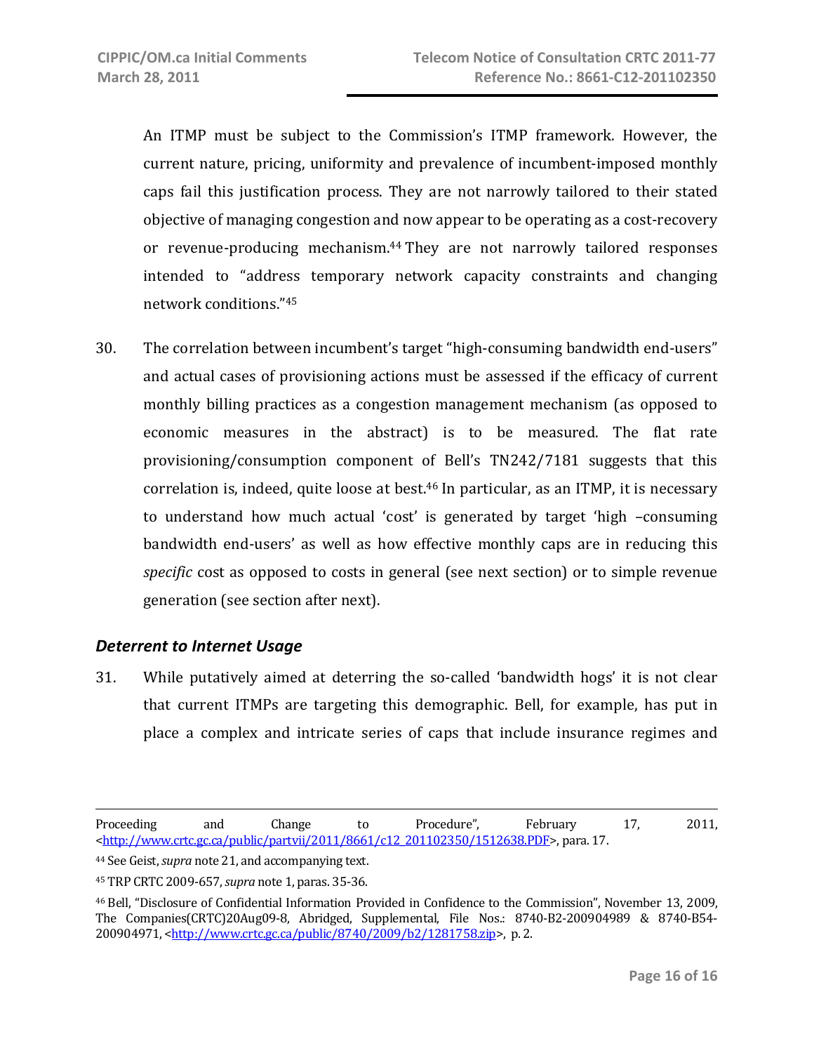An ITMP must be subject to the Commission's ITMP framework. However, the current nature, pricing, uniformity and prevalence of incumbent-imposed monthly caps fail this justification process. They are not narrowly tailored to their stated objective of managing congestion and now appear to be operating as a cost-recovery or revenue-producing mechanism.[44] They are not narrowly tailored responses intended to "address temporary network capacity constraints and changing network conditions."[45]

30. The correlation between incumbent's target "high-consuming bandwidth end-users" and actual cases of provisioning actions must be assessed if the efficacy of current monthly billing practices as a congestion management mechanism (as opposed to economic measures in the abstract) is to be measured. The flat rate provisioning/consumption component of Bell's TN242/7181 suggests that this correlation is, indeed, quite loose at best.[46] In particular, as an ITMP, it is necessary to understand how much actual 'cost' is generated by target 'high –consuming bandwidth end-users' as well as how effective monthly caps are in reducing this *specific* cost as opposed to costs in general (see next section) or to simple revenue generation (see section after next).

### *Deterrent to Internet Usage*

31. While putatively aimed at deterring the so-called 'bandwidth hogs' it is not clear that current ITMPs are targeting this demographic. Bell, for example, has put in place a complex and intricate series of caps that include insurance regimes and

---

Proceeding and Change to Procedure", February 17, 2011, <http://www.crtc.gc.ca/public/partvii/2011/8661/c12_201102350/1512638.PDF>, para. 17.

[44] See Geist, *supra* note 21, and accompanying text.

[45] TRP CRTC 2009-657, *supra* note 1, paras. 35-36.

[46] Bell, "Disclosure of Confidential Information Provided in Confidence to the Commission", November 13, 2009, The Companies(CRTC)20Aug09-8, Abridged, Supplemental, File Nos.: 8740-B2-200904989 & 8740-B54-200904971, <http://www.crtc.gc.ca/public/8740/2009/b2/1281758.zip>, p. 2.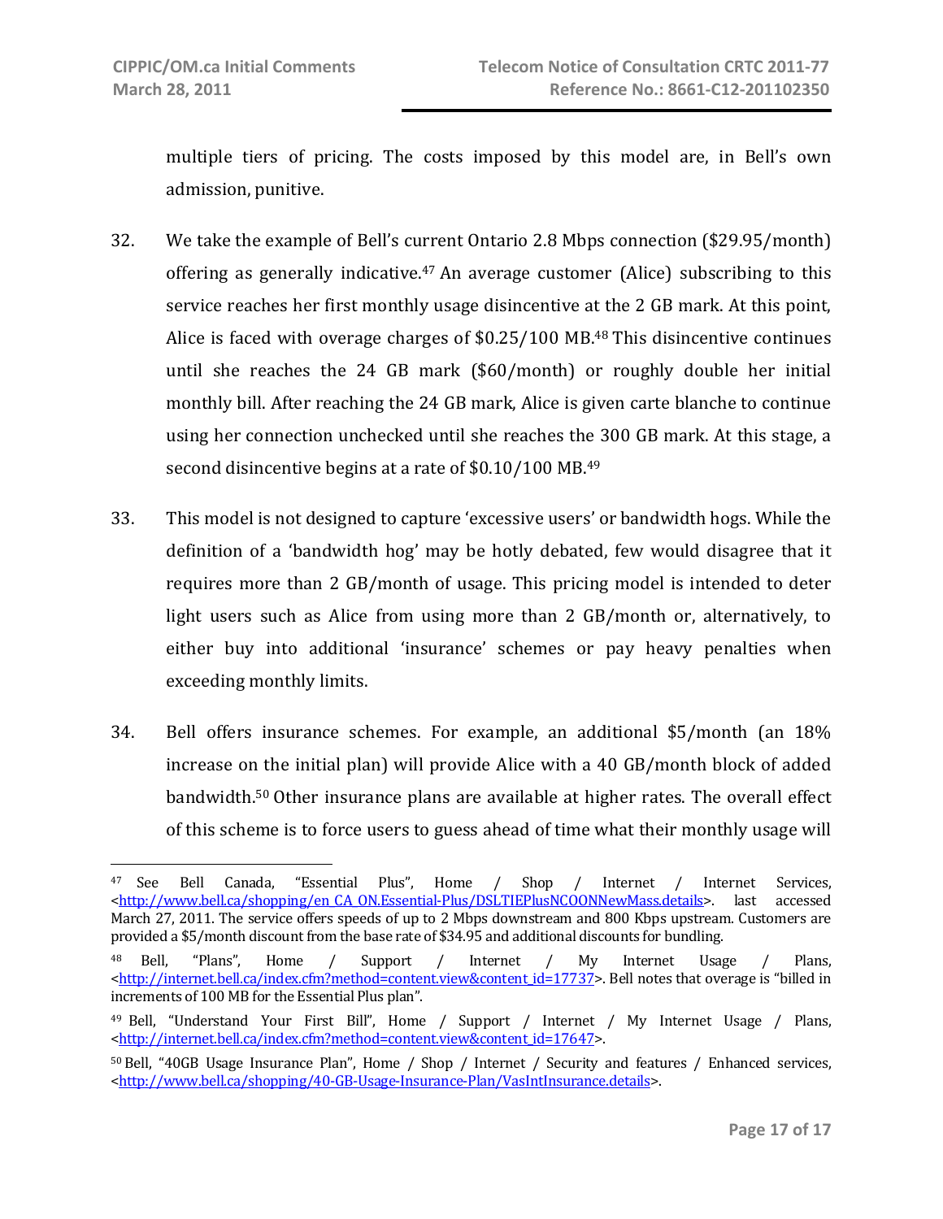multiple tiers of pricing. The costs imposed by this model are, in Bell's own admission, punitive.

32. We take the example of Bell's current Ontario 2.8 Mbps connection ($29.95/month) offering as generally indicative.[47] An average customer (Alice) subscribing to this service reaches her first monthly usage disincentive at the 2 GB mark. At this point, Alice is faced with overage charges of $0.25/100 MB.[48] This disincentive continues until she reaches the 24 GB mark ($60/month) or roughly double her initial monthly bill. After reaching the 24 GB mark, Alice is given carte blanche to continue using her connection unchecked until she reaches the 300 GB mark. At this stage, a second disincentive begins at a rate of $0.10/100 MB.[49]

33. This model is not designed to capture 'excessive users' or bandwidth hogs. While the definition of a 'bandwidth hog' may be hotly debated, few would disagree that it requires more than 2 GB/month of usage. This pricing model is intended to deter light users such as Alice from using more than 2 GB/month or, alternatively, to either buy into additional 'insurance' schemes or pay heavy penalties when exceeding monthly limits.

34. Bell offers insurance schemes. For example, an additional $5/month (an 18% increase on the initial plan) will provide Alice with a 40 GB/month block of added bandwidth.[50] Other insurance plans are available at higher rates. The overall effect of this scheme is to force users to guess ahead of time what their monthly usage will

---

[47] See Bell Canada, "Essential Plus", Home / Shop / Internet / Internet Services, <http://www.bell.ca/shopping/en_CA_ON.Essential-Plus/DSLTIEPlusNCOONNewMass.details>. last accessed March 27, 2011. The service offers speeds of up to 2 Mbps downstream and 800 Kbps upstream. Customers are provided a $5/month discount from the base rate of $34.95 and additional discounts for bundling.

[48] Bell, "Plans", Home / Support / Internet / My Internet Usage / Plans, <http://internet.bell.ca/index.cfm?method=content.view&content_id=17737>. Bell notes that overage is "billed in increments of 100 MB for the Essential Plus plan".

[49] Bell, "Understand Your First Bill", Home / Support / Internet / My Internet Usage / Plans, <http://internet.bell.ca/index.cfm?method=content.view&content_id=17647>.

[50] Bell, "40GB Usage Insurance Plan", Home / Shop / Internet / Security and features / Enhanced services, <http://www.bell.ca/shopping/40-GB-Usage-Insurance-Plan/VasIntInsurance.details>.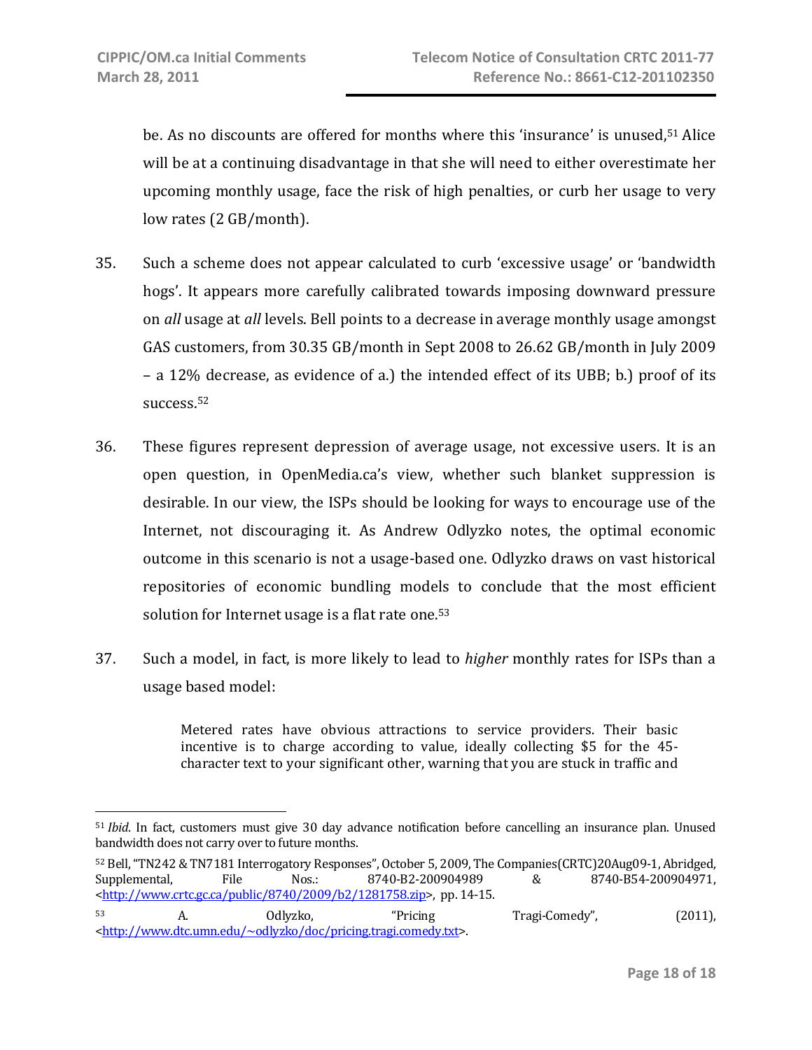be. As no discounts are offered for months where this 'insurance' is unused,[51] Alice will be at a continuing disadvantage in that she will need to either overestimate her upcoming monthly usage, face the risk of high penalties, or curb her usage to very low rates (2 GB/month).

35. Such a scheme does not appear calculated to curb 'excessive usage' or 'bandwidth hogs'. It appears more carefully calibrated towards imposing downward pressure on *all* usage at *all* levels. Bell points to a decrease in average monthly usage amongst GAS customers, from 30.35 GB/month in Sept 2008 to 26.62 GB/month in July 2009 – a 12% decrease, as evidence of a.) the intended effect of its UBB; b.) proof of its success.[52]

36. These figures represent depression of average usage, not excessive users. It is an open question, in OpenMedia.ca's view, whether such blanket suppression is desirable. In our view, the ISPs should be looking for ways to encourage use of the Internet, not discouraging it. As Andrew Odlyzko notes, the optimal economic outcome in this scenario is not a usage-based one. Odlyzko draws on vast historical repositories of economic bundling models to conclude that the most efficient solution for Internet usage is a flat rate one.[53]

37. Such a model, in fact, is more likely to lead to *higher* monthly rates for ISPs than a usage based model:

> Metered rates have obvious attractions to service providers. Their basic incentive is to charge according to value, ideally collecting $5 for the 45-character text to your significant other, warning that you are stuck in traffic and

---

[51] *Ibid*. In fact, customers must give 30 day advance notification before cancelling an insurance plan. Unused bandwidth does not carry over to future months.

[52] Bell, "TN242 & TN7181 Interrogatory Responses", October 5, 2009, The Companies(CRTC)20Aug09-1, Abridged, Supplemental, File Nos.: 8740-B2-200904989 & 8740-B54-200904971, <http://www.crtc.gc.ca/public/8740/2009/b2/1281758.zip>, pp. 14-15.

[53] A. Odlyzko, "Pricing Tragi-Comedy", (2011), <http://www.dtc.umn.edu/~odlyzko/doc/pricing.tragi.comedy.txt>.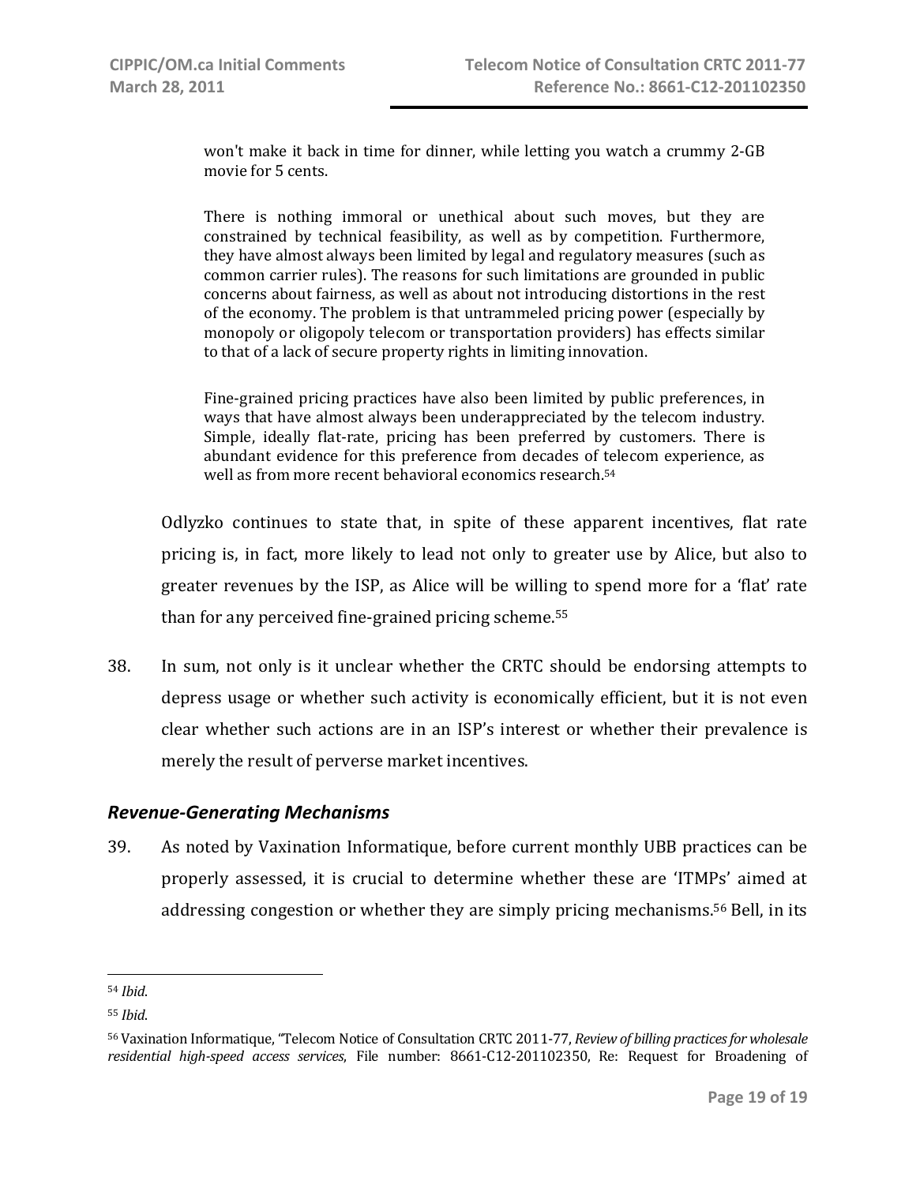> won't make it back in time for dinner, while letting you watch a crummy 2-GB movie for 5 cents.
>
> There is nothing immoral or unethical about such moves, but they are constrained by technical feasibility, as well as by competition. Furthermore, they have almost always been limited by legal and regulatory measures (such as common carrier rules). The reasons for such limitations are grounded in public concerns about fairness, as well as about not introducing distortions in the rest of the economy. The problem is that untrammeled pricing power (especially by monopoly or oligopoly telecom or transportation providers) has effects similar to that of a lack of secure property rights in limiting innovation.
>
> Fine-grained pricing practices have also been limited by public preferences, in ways that have almost always been underappreciated by the telecom industry. Simple, ideally flat-rate, pricing has been preferred by customers. There is abundant evidence for this preference from decades of telecom experience, as well as from more recent behavioral economics research.[54]

Odlyzko continues to state that, in spite of these apparent incentives, flat rate pricing is, in fact, more likely to lead not only to greater use by Alice, but also to greater revenues by the ISP, as Alice will be willing to spend more for a 'flat' rate than for any perceived fine-grained pricing scheme.[55]

38. In sum, not only is it unclear whether the CRTC should be endorsing attempts to depress usage or whether such activity is economically efficient, but it is not even clear whether such actions are in an ISP's interest or whether their prevalence is merely the result of perverse market incentives.

### *Revenue-Generating Mechanisms*

39. As noted by Vaxination Informatique, before current monthly UBB practices can be properly assessed, it is crucial to determine whether these are 'ITMPs' aimed at addressing congestion or whether they are simply pricing mechanisms.[56] Bell, in its

---

[54] *Ibid*.

[55] *Ibid*.

[56] Vaxination Informatique, "Telecom Notice of Consultation CRTC 2011-77, *Review of billing practices for wholesale residential high-speed access services*, File number: 8661-C12-201102350, Re: Request for Broadening of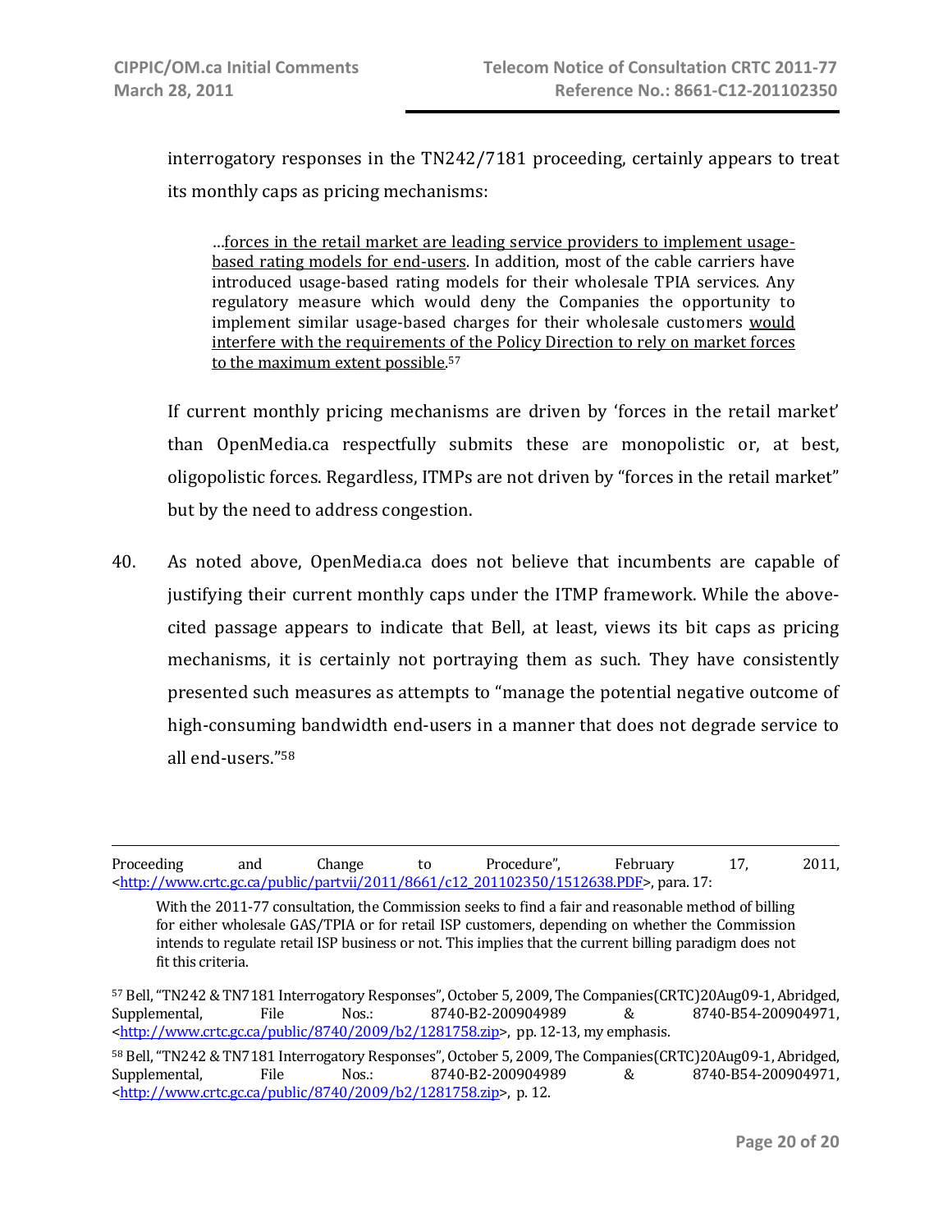interrogatory responses in the TN242/7181 proceeding, certainly appears to treat its monthly caps as pricing mechanisms:

> …forces in the retail market are leading service providers to implement usage-based rating models for end-users. In addition, most of the cable carriers have introduced usage-based rating models for their wholesale TPIA services. Any regulatory measure which would deny the Companies the opportunity to implement similar usage-based charges for their wholesale customers would interfere with the requirements of the Policy Direction to rely on market forces to the maximum extent possible.[57]

If current monthly pricing mechanisms are driven by 'forces in the retail market' than OpenMedia.ca respectfully submits these are monopolistic or, at best, oligopolistic forces. Regardless, ITMPs are not driven by "forces in the retail market" but by the need to address congestion.

40. As noted above, OpenMedia.ca does not believe that incumbents are capable of justifying their current monthly caps under the ITMP framework. While the above-cited passage appears to indicate that Bell, at least, views its bit caps as pricing mechanisms, it is certainly not portraying them as such. They have consistently presented such measures as attempts to "manage the potential negative outcome of high-consuming bandwidth end-users in a manner that does not degrade service to all end-users."[58]

---

Proceeding and Change to Procedure", February 17, 2011, <http://www.crtc.gc.ca/public/partvii/2011/8661/c12_201102350/1512638.PDF>, para. 17:

> With the 2011-77 consultation, the Commission seeks to find a fair and reasonable method of billing for either wholesale GAS/TPIA or for retail ISP customers, depending on whether the Commission intends to regulate retail ISP business or not. This implies that the current billing paradigm does not fit this criteria.

[57] Bell, "TN242 & TN7181 Interrogatory Responses", October 5, 2009, The Companies(CRTC)20Aug09-1, Abridged, Supplemental, File Nos.: 8740-B2-200904989 & 8740-B54-200904971, <http://www.crtc.gc.ca/public/8740/2009/b2/1281758.zip>, pp. 12-13, my emphasis.

[58] Bell, "TN242 & TN7181 Interrogatory Responses", October 5, 2009, The Companies(CRTC)20Aug09-1, Abridged, Supplemental, File Nos.: 8740-B2-200904989 & 8740-B54-200904971, <http://www.crtc.gc.ca/public/8740/2009/b2/1281758.zip>, p. 12.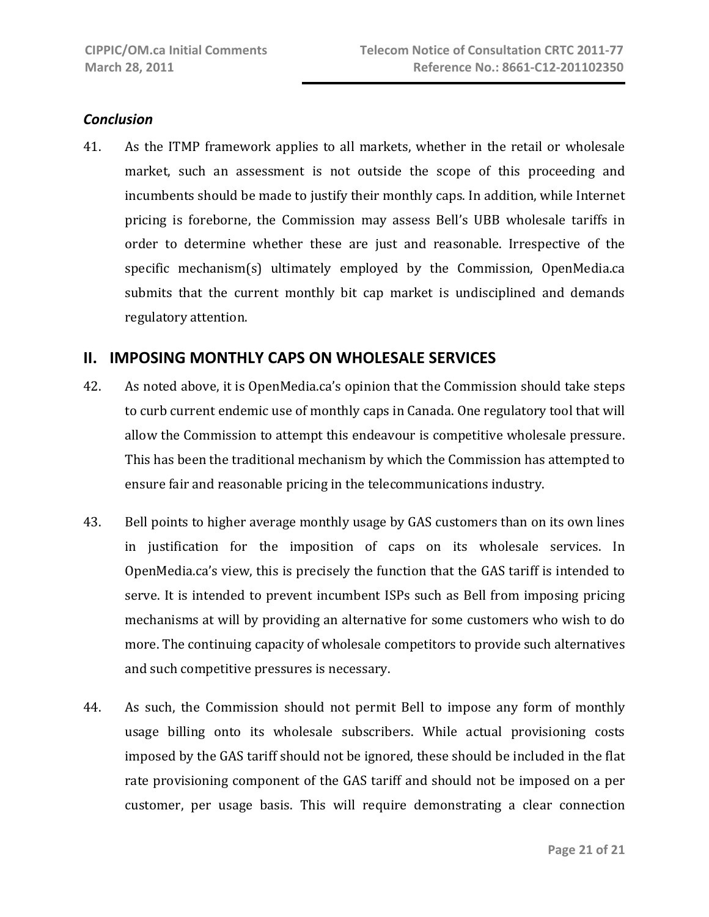### *Conclusion*

41. As the ITMP framework applies to all markets, whether in the retail or wholesale market, such an assessment is not outside the scope of this proceeding and incumbents should be made to justify their monthly caps. In addition, while Internet pricing is foreborne, the Commission may assess Bell's UBB wholesale tariffs in order to determine whether these are just and reasonable. Irrespective of the specific mechanism(s) ultimately employed by the Commission, OpenMedia.ca submits that the current monthly bit cap market is undisciplined and demands regulatory attention.

## II. IMPOSING MONTHLY CAPS ON WHOLESALE SERVICES

42. As noted above, it is OpenMedia.ca's opinion that the Commission should take steps to curb current endemic use of monthly caps in Canada. One regulatory tool that will allow the Commission to attempt this endeavour is competitive wholesale pressure. This has been the traditional mechanism by which the Commission has attempted to ensure fair and reasonable pricing in the telecommunications industry.

43. Bell points to higher average monthly usage by GAS customers than on its own lines in justification for the imposition of caps on its wholesale services. In OpenMedia.ca's view, this is precisely the function that the GAS tariff is intended to serve. It is intended to prevent incumbent ISPs such as Bell from imposing pricing mechanisms at will by providing an alternative for some customers who wish to do more. The continuing capacity of wholesale competitors to provide such alternatives and such competitive pressures is necessary.

44. As such, the Commission should not permit Bell to impose any form of monthly usage billing onto its wholesale subscribers. While actual provisioning costs imposed by the GAS tariff should not be ignored, these should be included in the flat rate provisioning component of the GAS tariff and should not be imposed on a per customer, per usage basis. This will require demonstrating a clear connection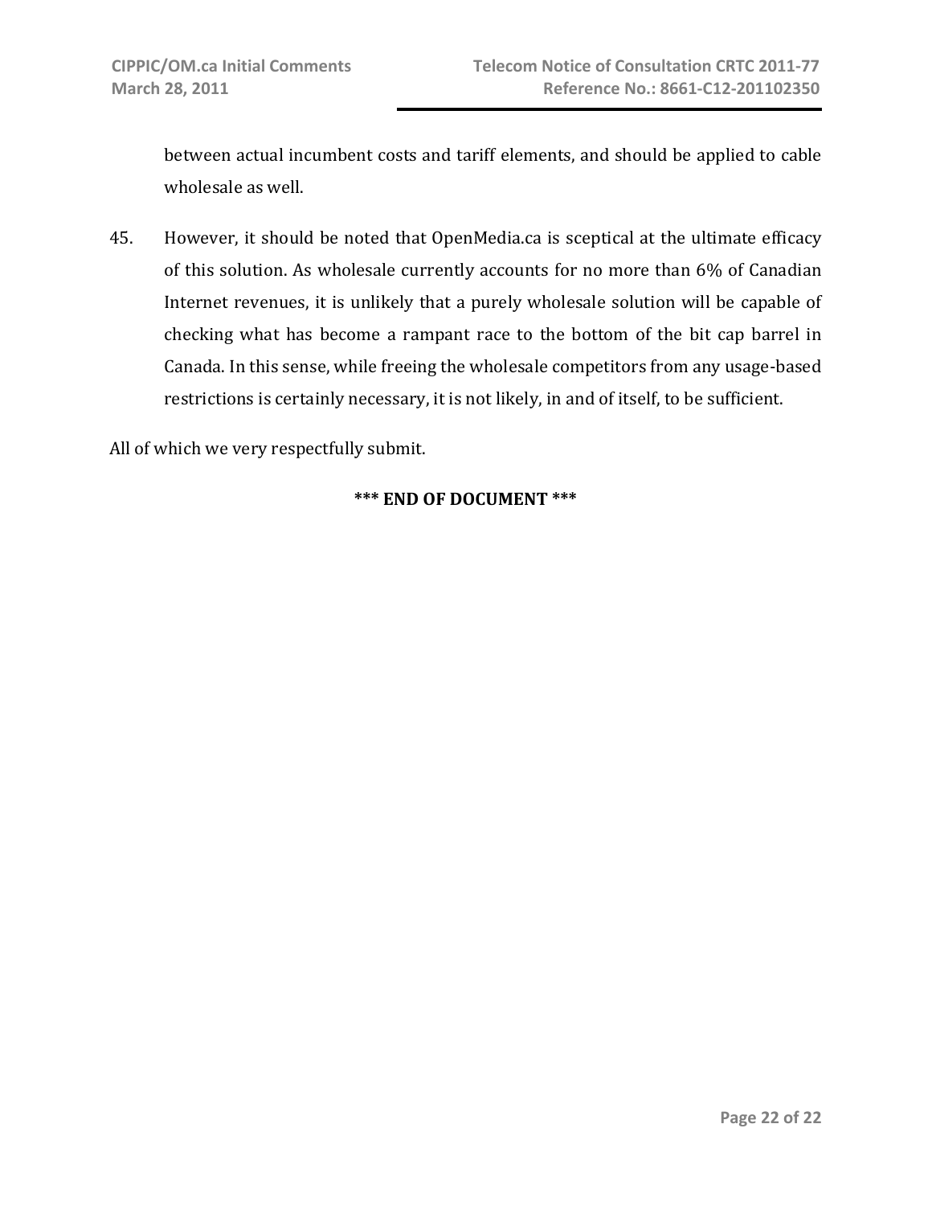between actual incumbent costs and tariff elements, and should be applied to cable wholesale as well.

45. However, it should be noted that OpenMedia.ca is sceptical at the ultimate efficacy of this solution. As wholesale currently accounts for no more than 6% of Canadian Internet revenues, it is unlikely that a purely wholesale solution will be capable of checking what has become a rampant race to the bottom of the bit cap barrel in Canada. In this sense, while freeing the wholesale competitors from any usage-based restrictions is certainly necessary, it is not likely, in and of itself, to be sufficient.

All of which we very respectfully submit.

**\*\*\* END OF DOCUMENT \*\*\***